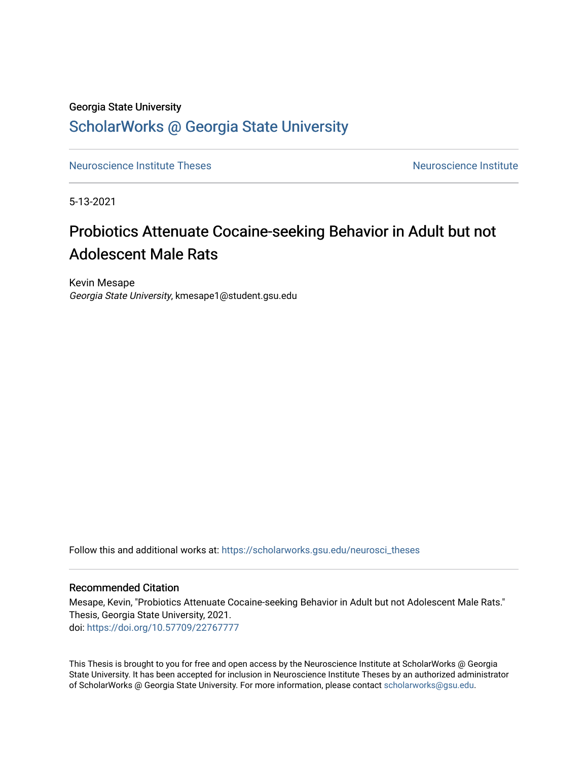Georgia State University

## ScholarWorks @ Georgia State University

Neuroscience Institute Theses | Neuroscience Institute

5-13-2021

# Probiotics Attenuate Cocaine-seeking Behavior in Adult but not Adolescent Male Rats

Kevin Mesape
*Georgia State University*, kmesape1@student.gsu.edu

Follow this and additional works at: https://scholarworks.gsu.edu/neurosci_theses

### Recommended Citation

Mesape, Kevin, "Probiotics Attenuate Cocaine-seeking Behavior in Adult but not Adolescent Male Rats." Thesis, Georgia State University, 2021.
doi: https://doi.org/10.57709/22767777

This Thesis is brought to you for free and open access by the Neuroscience Institute at ScholarWorks @ Georgia State University. It has been accepted for inclusion in Neuroscience Institute Theses by an authorized administrator of ScholarWorks @ Georgia State University. For more information, please contact scholarworks@gsu.edu.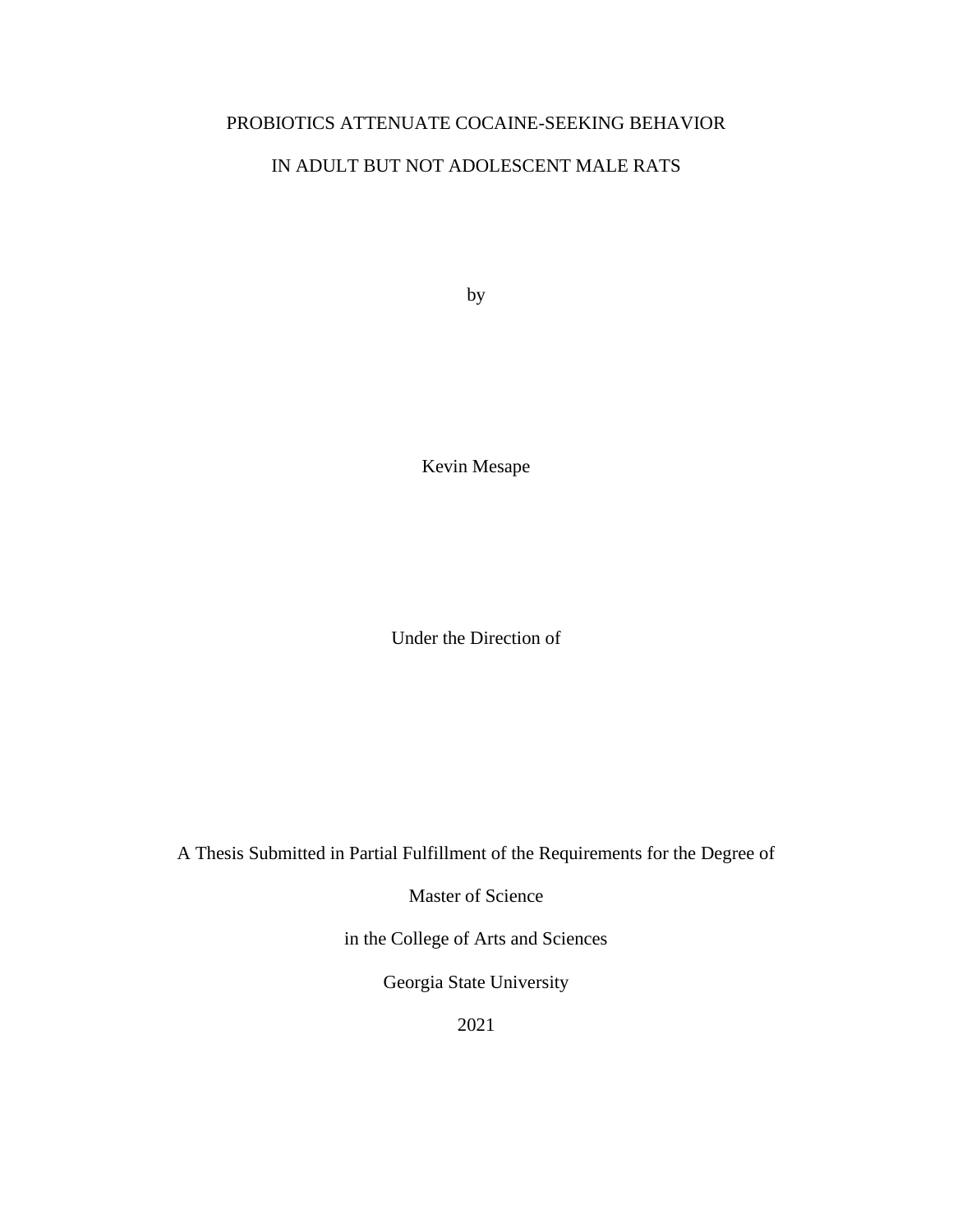PROBIOTICS ATTENUATE COCAINE-SEEKING BEHAVIOR

IN ADULT BUT NOT ADOLESCENT MALE RATS

by

Kevin Mesape

Under the Direction of

A Thesis Submitted in Partial Fulfillment of the Requirements for the Degree of

Master of Science

in the College of Arts and Sciences

Georgia State University

2021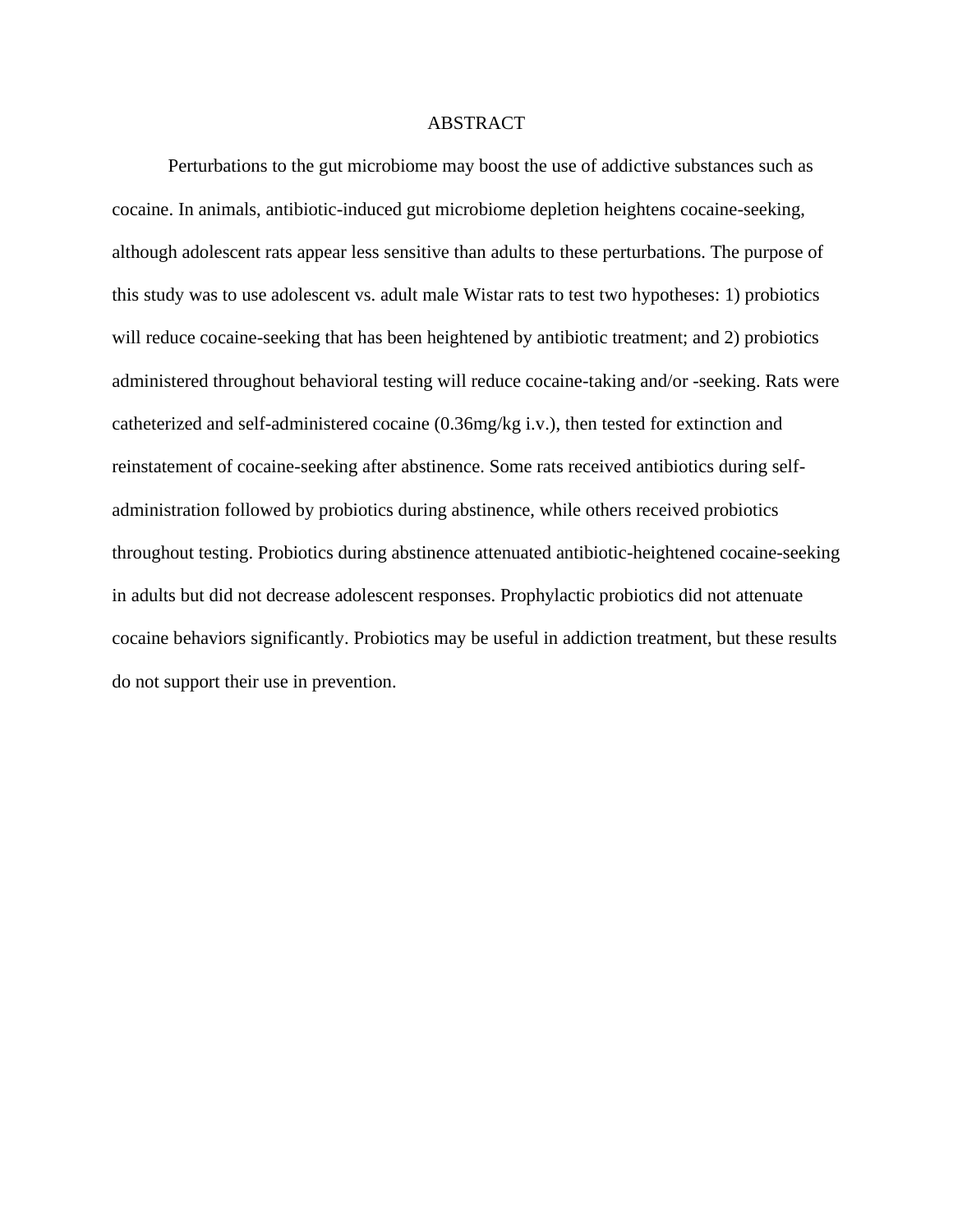# ABSTRACT

Perturbations to the gut microbiome may boost the use of addictive substances such as cocaine. In animals, antibiotic-induced gut microbiome depletion heightens cocaine-seeking, although adolescent rats appear less sensitive than adults to these perturbations. The purpose of this study was to use adolescent vs. adult male Wistar rats to test two hypotheses: 1) probiotics will reduce cocaine-seeking that has been heightened by antibiotic treatment; and 2) probiotics administered throughout behavioral testing will reduce cocaine-taking and/or -seeking. Rats were catheterized and self-administered cocaine (0.36mg/kg i.v.), then tested for extinction and reinstatement of cocaine-seeking after abstinence. Some rats received antibiotics during self-administration followed by probiotics during abstinence, while others received probiotics throughout testing. Probiotics during abstinence attenuated antibiotic-heightened cocaine-seeking in adults but did not decrease adolescent responses. Prophylactic probiotics did not attenuate cocaine behaviors significantly. Probiotics may be useful in addiction treatment, but these results do not support their use in prevention.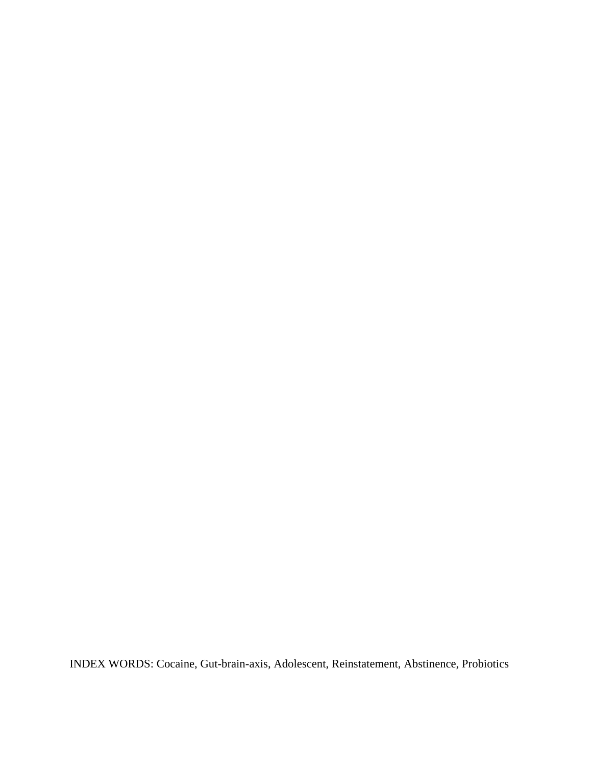INDEX WORDS: Cocaine, Gut-brain-axis, Adolescent, Reinstatement, Abstinence, Probiotics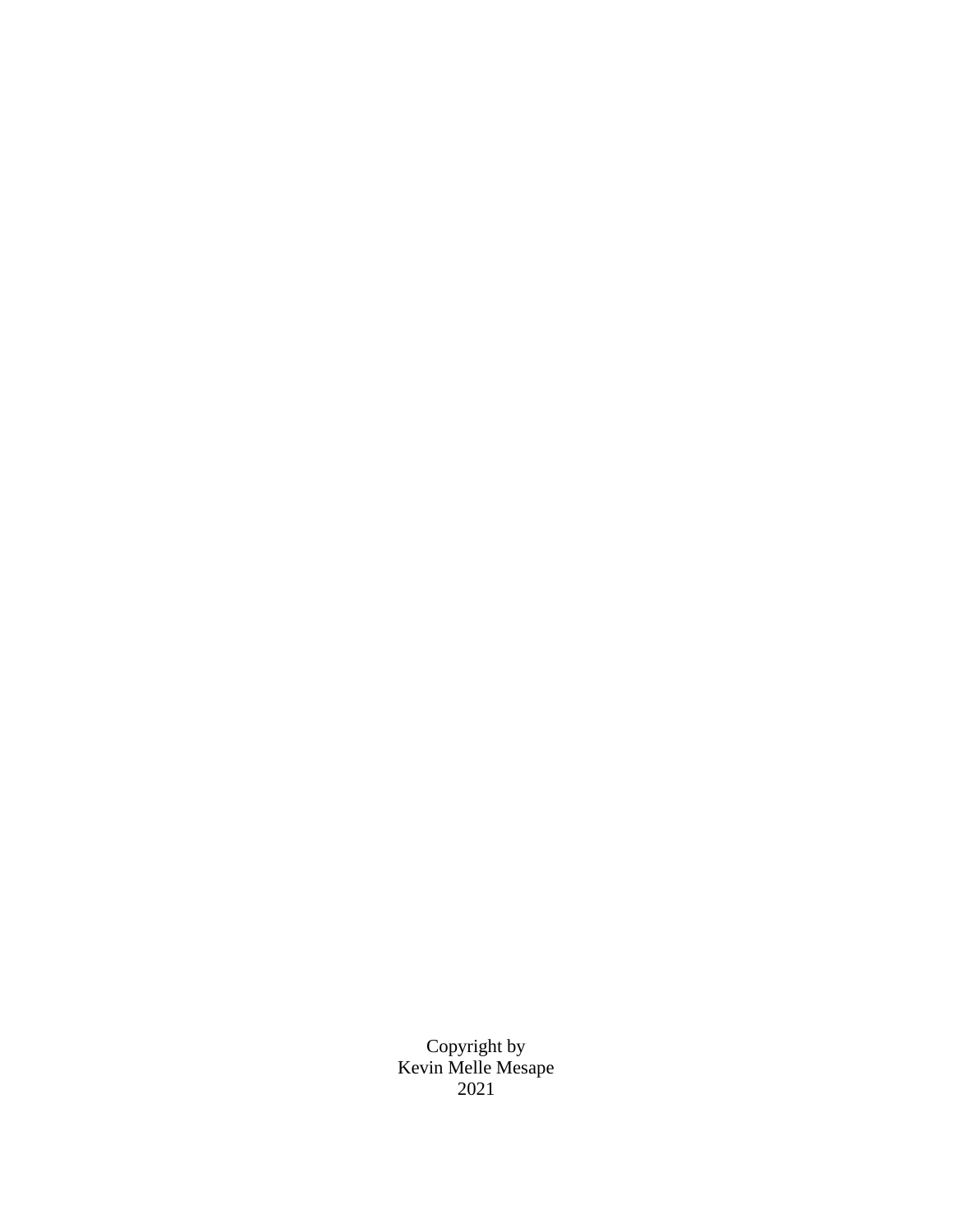Copyright by
Kevin Melle Mesape
2021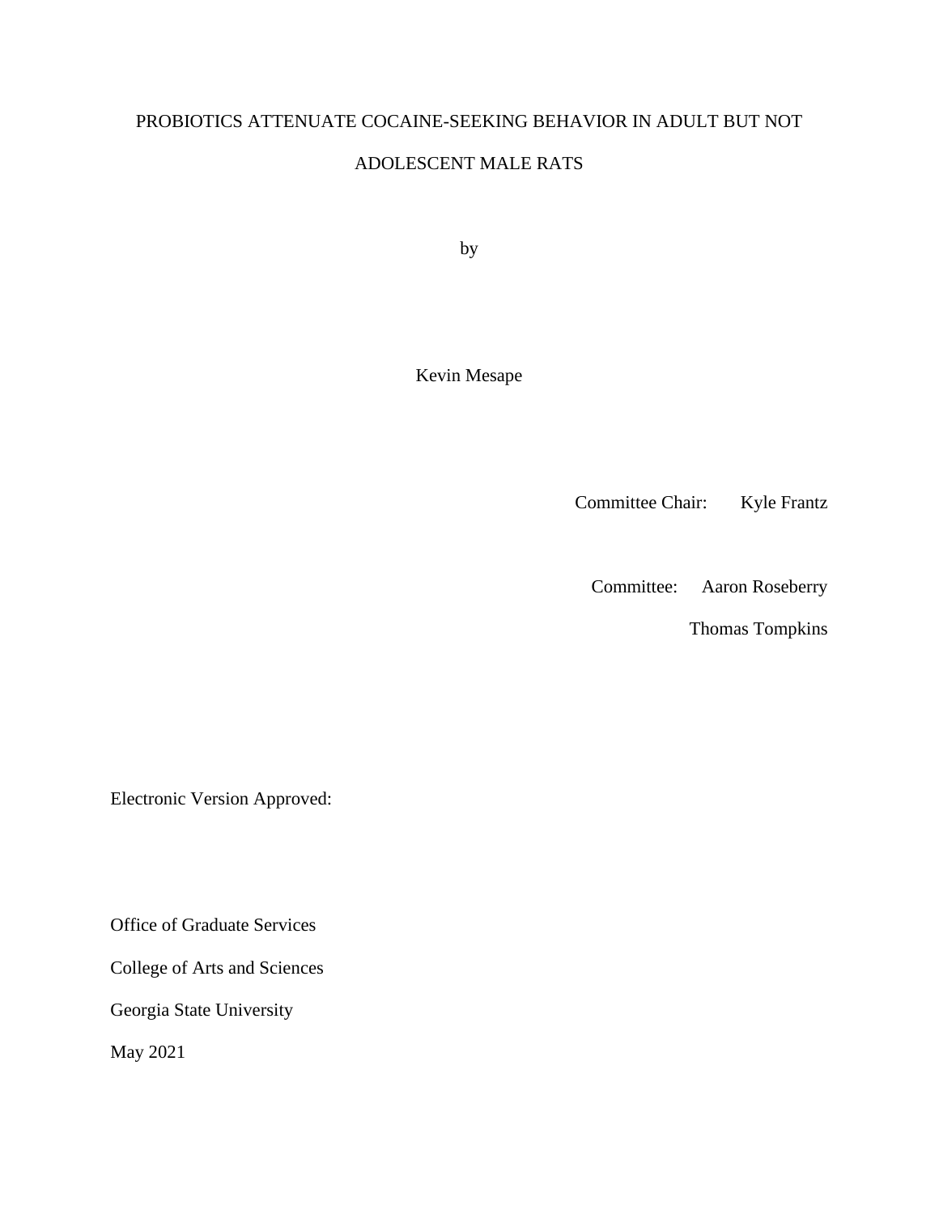PROBIOTICS ATTENUATE COCAINE-SEEKING BEHAVIOR IN ADULT BUT NOT ADOLESCENT MALE RATS

by

Kevin Mesape

Committee Chair: Kyle Frantz

Committee: Aaron Roseberry

Thomas Tompkins

Electronic Version Approved:

Office of Graduate Services

College of Arts and Sciences

Georgia State University

May 2021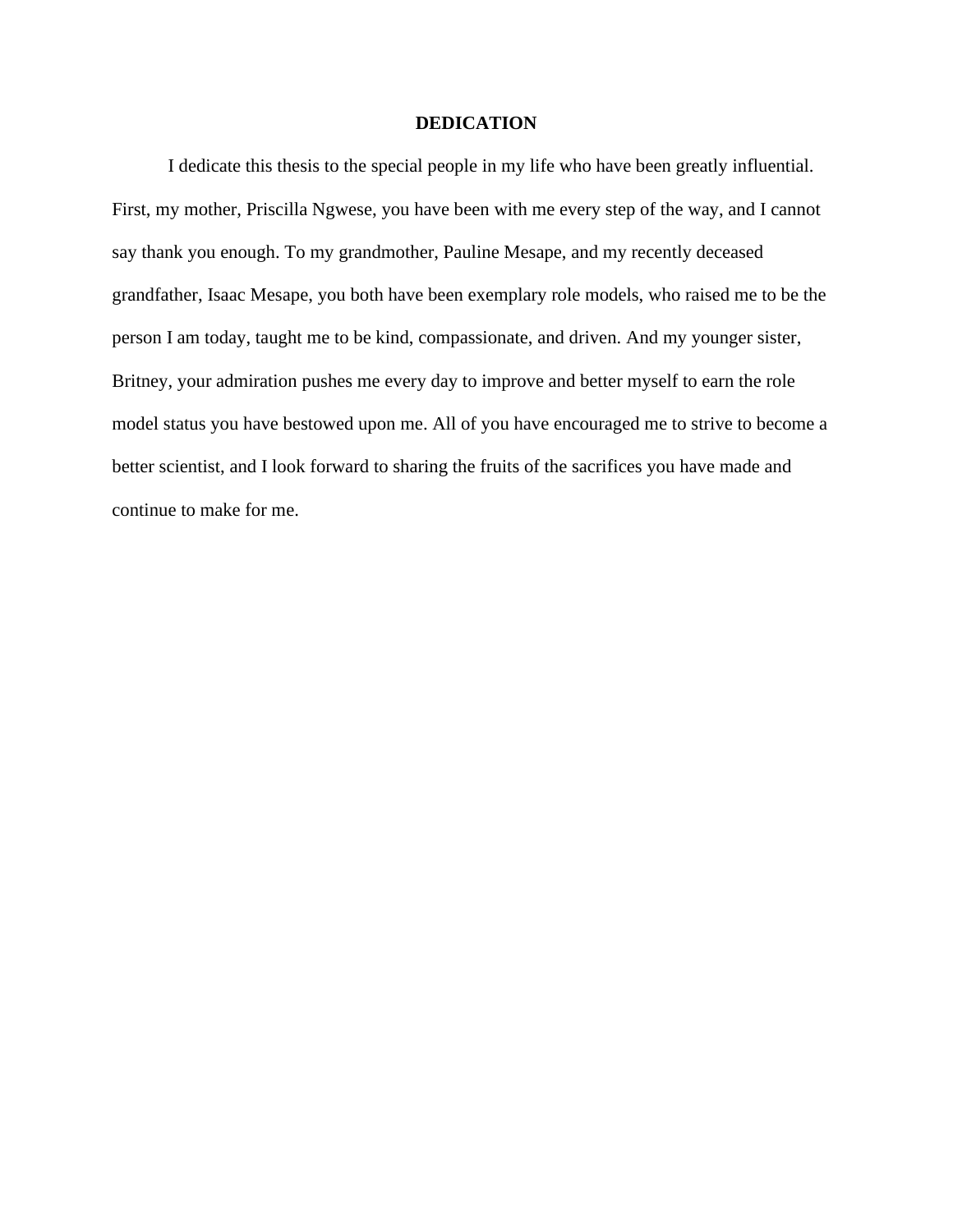# DEDICATION

I dedicate this thesis to the special people in my life who have been greatly influential. First, my mother, Priscilla Ngwese, you have been with me every step of the way, and I cannot say thank you enough. To my grandmother, Pauline Mesape, and my recently deceased grandfather, Isaac Mesape, you both have been exemplary role models, who raised me to be the person I am today, taught me to be kind, compassionate, and driven. And my younger sister, Britney, your admiration pushes me every day to improve and better myself to earn the role model status you have bestowed upon me. All of you have encouraged me to strive to become a better scientist, and I look forward to sharing the fruits of the sacrifices you have made and continue to make for me.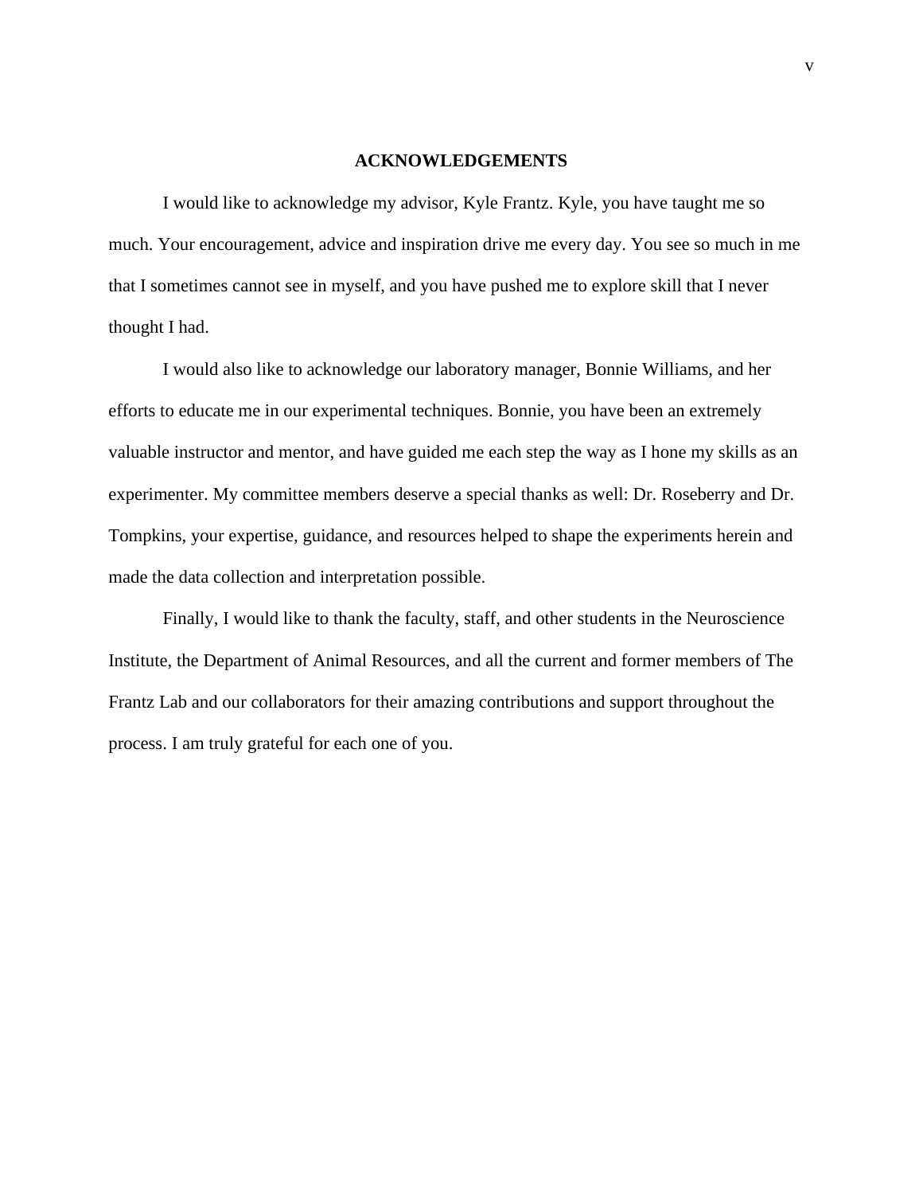# ACKNOWLEDGEMENTS

I would like to acknowledge my advisor, Kyle Frantz. Kyle, you have taught me so much. Your encouragement, advice and inspiration drive me every day. You see so much in me that I sometimes cannot see in myself, and you have pushed me to explore skill that I never thought I had.

I would also like to acknowledge our laboratory manager, Bonnie Williams, and her efforts to educate me in our experimental techniques. Bonnie, you have been an extremely valuable instructor and mentor, and have guided me each step the way as I hone my skills as an experimenter. My committee members deserve a special thanks as well: Dr. Roseberry and Dr. Tompkins, your expertise, guidance, and resources helped to shape the experiments herein and made the data collection and interpretation possible.

Finally, I would like to thank the faculty, staff, and other students in the Neuroscience Institute, the Department of Animal Resources, and all the current and former members of The Frantz Lab and our collaborators for their amazing contributions and support throughout the process. I am truly grateful for each one of you.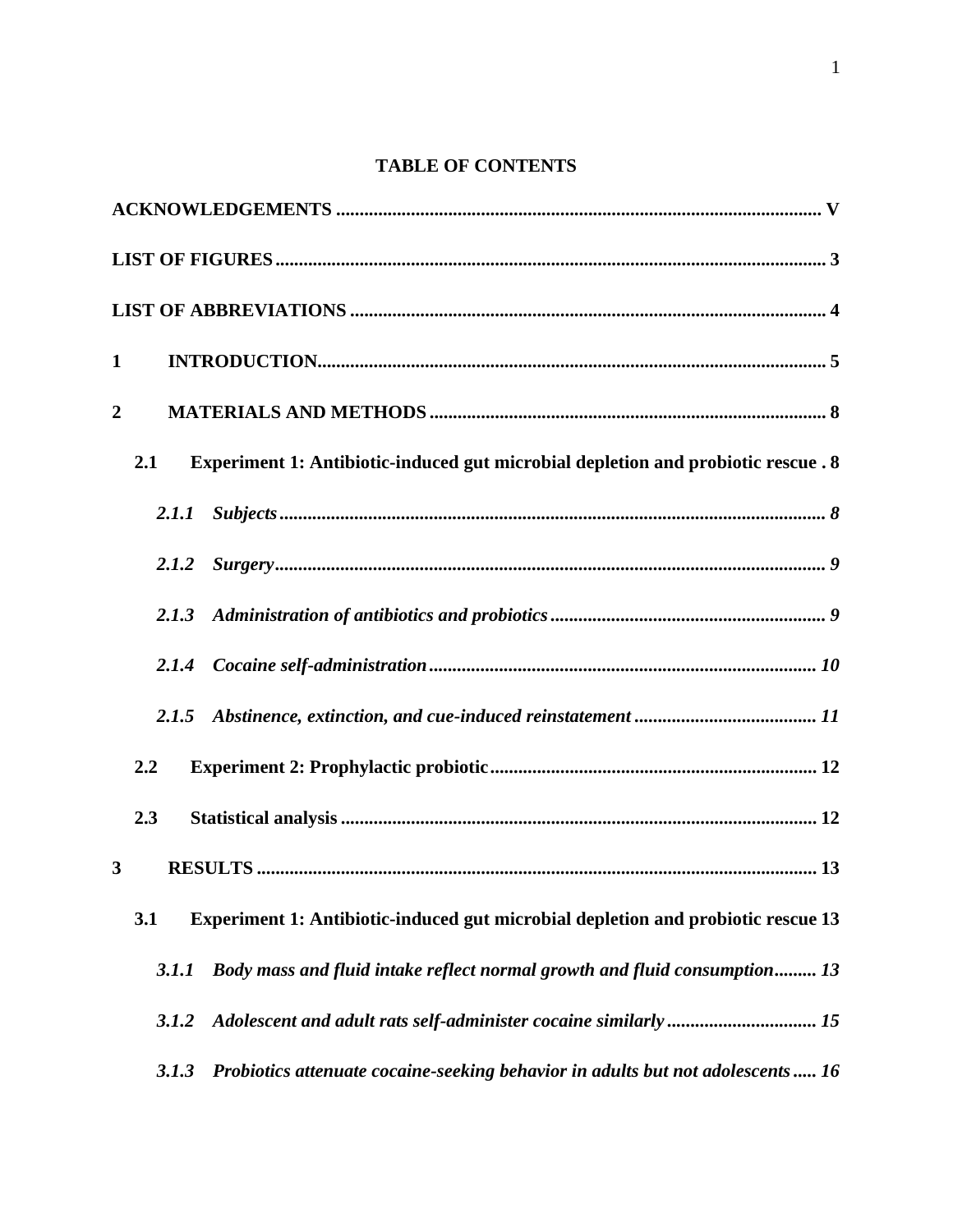# TABLE OF CONTENTS

**ACKNOWLEDGEMENTS** ........................................................................................................ **V**

**LIST OF FIGURES** ........................................................................................................ **3**

**LIST OF ABBREVIATIONS** ........................................................................................................ **4**

**1 INTRODUCTION** ........................................................................................................ **5**

**2 MATERIALS AND METHODS** ........................................................................................................ **8**

**2.1 Experiment 1: Antibiotic-induced gut microbial depletion and probiotic rescue . 8**

***2.1.1 Subjects*** ........................................................................................................ ***8***

***2.1.2 Surgery*** ........................................................................................................ ***9***

***2.1.3 Administration of antibiotics and probiotics*** ........................................................................................................ ***9***

***2.1.4 Cocaine self-administration*** ........................................................................................................ ***10***

***2.1.5 Abstinence, extinction, and cue-induced reinstatement*** ........................................................................................................ ***11***

**2.2 Experiment 2: Prophylactic probiotic** ........................................................................................................ **12**

**2.3 Statistical analysis** ........................................................................................................ **12**

**3 RESULTS** ........................................................................................................ **13**

**3.1 Experiment 1: Antibiotic-induced gut microbial depletion and probiotic rescue 13**

***3.1.1 Body mass and fluid intake reflect normal growth and fluid consumption......... 13***

***3.1.2 Adolescent and adult rats self-administer cocaine similarly*** ........................................................................................................ ***15***

***3.1.3 Probiotics attenuate cocaine-seeking behavior in adults but not adolescents..... 16***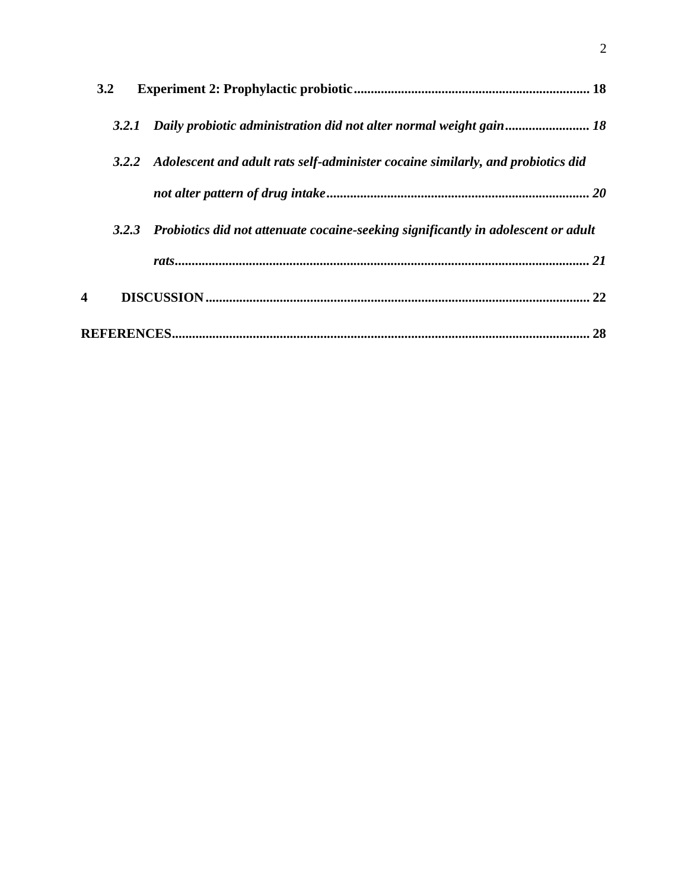**3.2 Experiment 2: Prophylactic probiotic** ..................................................................... **18**

***3.2.1 Daily probiotic administration did not alter normal weight gain*** ......................... ***18***

***3.2.2 Adolescent and adult rats self-administer cocaine similarly, and probiotics did not alter pattern of drug intake*** ............................................................................. ***20***

***3.2.3 Probiotics did not attenuate cocaine-seeking significantly in adolescent or adult rats*** .......................................................................................................................... ***21***

**4 DISCUSSION** ................................................................................................................ **22**

**REFERENCES** .......................................................................................................................... **28**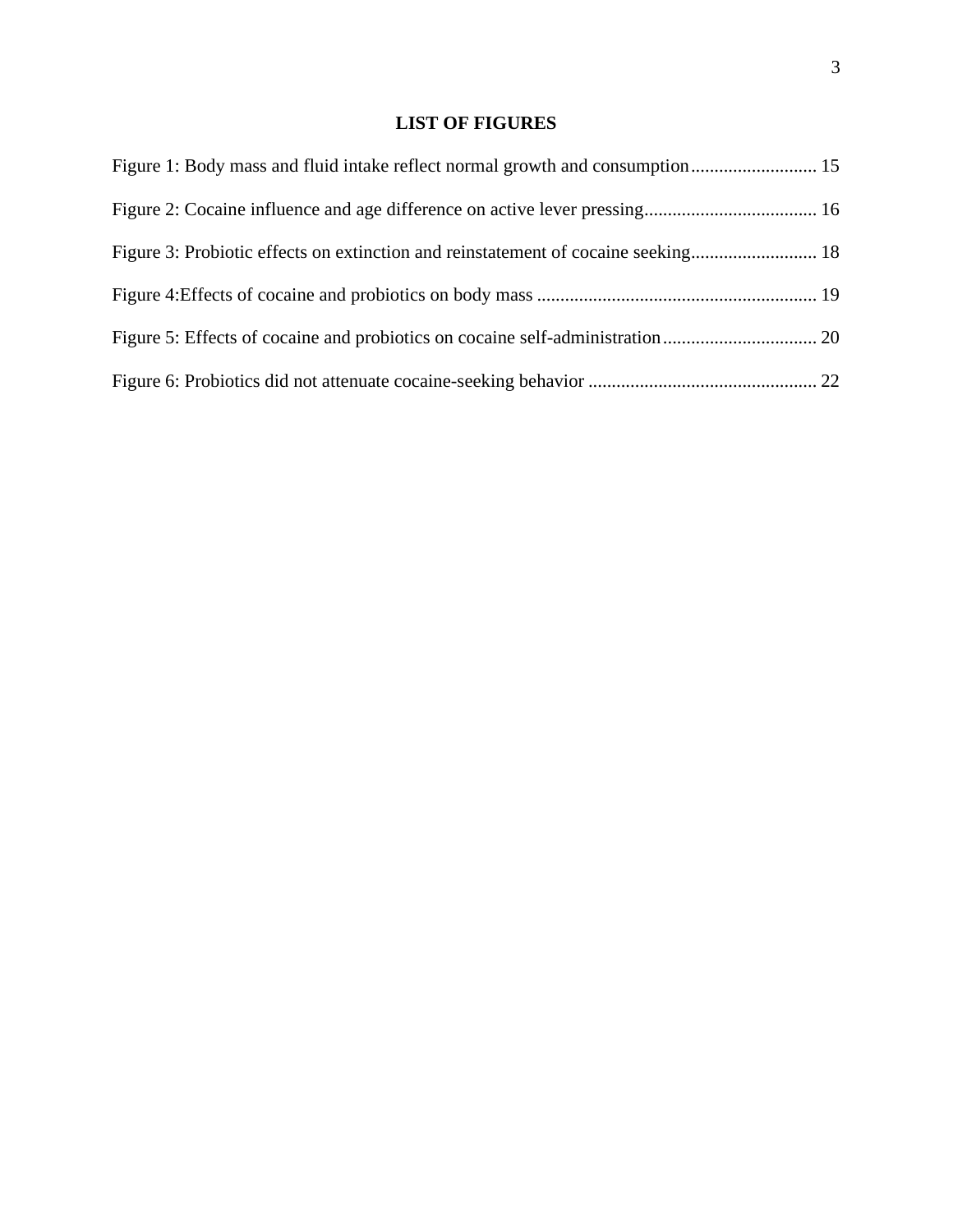# LIST OF FIGURES

Figure 1: Body mass and fluid intake reflect normal growth and consumption ........................... 15

Figure 2: Cocaine influence and age difference on active lever pressing..................................... 16

Figure 3: Probiotic effects on extinction and reinstatement of cocaine seeking........................... 18

Figure 4:Effects of cocaine and probiotics on body mass ............................................................ 19

Figure 5: Effects of cocaine and probiotics on cocaine self-administration................................. 20

Figure 6: Probiotics did not attenuate cocaine-seeking behavior ................................................. 22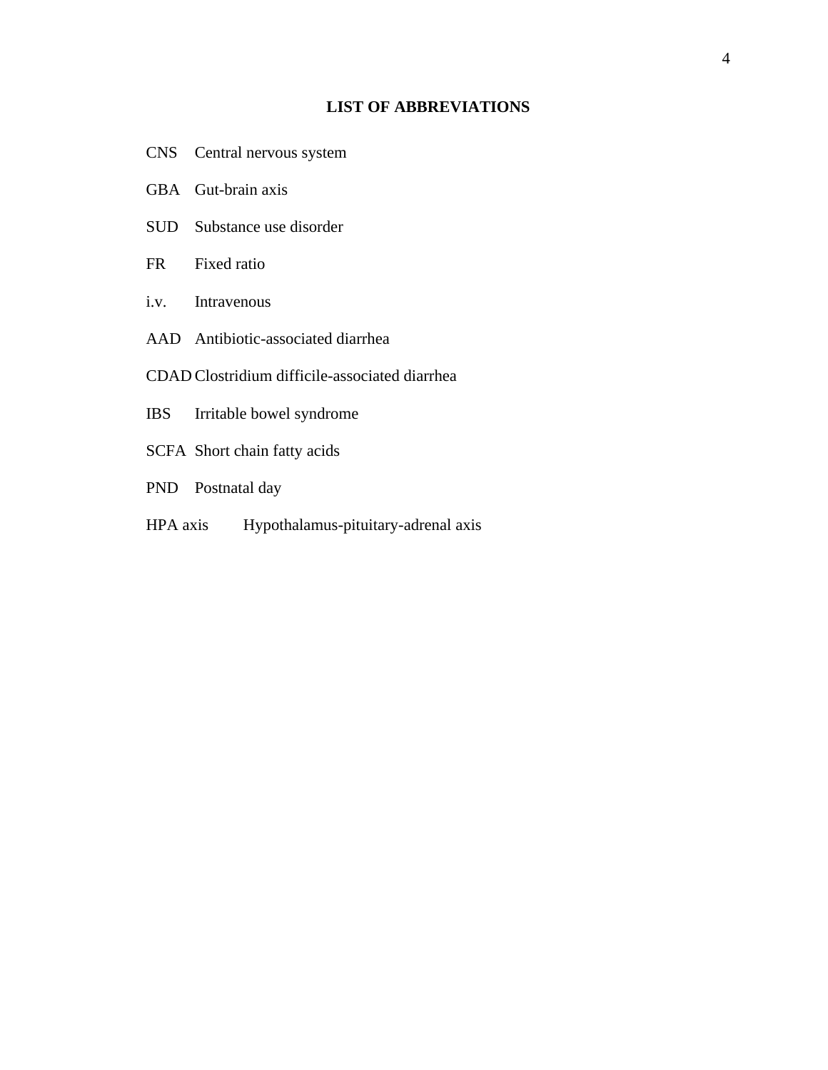## LIST OF ABBREVIATIONS

| | |
|---|---|
| CNS | Central nervous system |
| GBA | Gut-brain axis |
| SUD | Substance use disorder |
| FR | Fixed ratio |
| i.v. | Intravenous |
| AAD | Antibiotic-associated diarrhea |
| CDAD | Clostridium difficile-associated diarrhea |
| IBS | Irritable bowel syndrome |
| SCFA | Short chain fatty acids |
| PND | Postnatal day |
| HPA axis | Hypothalamus-pituitary-adrenal axis |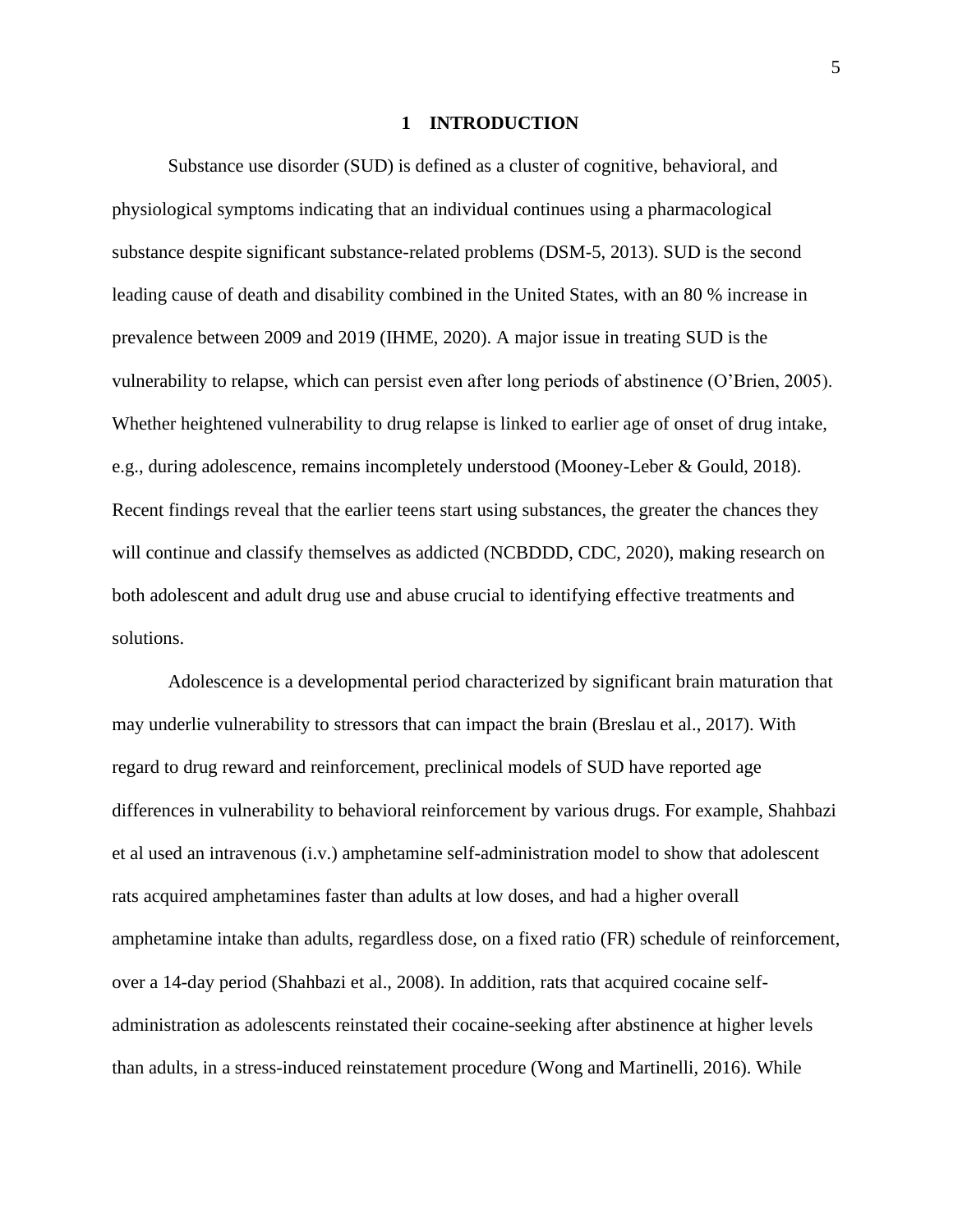# 1 INTRODUCTION

Substance use disorder (SUD) is defined as a cluster of cognitive, behavioral, and physiological symptoms indicating that an individual continues using a pharmacological substance despite significant substance-related problems (DSM-5, 2013). SUD is the second leading cause of death and disability combined in the United States, with an 80 % increase in prevalence between 2009 and 2019 (IHME, 2020). A major issue in treating SUD is the vulnerability to relapse, which can persist even after long periods of abstinence (O'Brien, 2005). Whether heightened vulnerability to drug relapse is linked to earlier age of onset of drug intake, e.g., during adolescence, remains incompletely understood (Mooney-Leber & Gould, 2018). Recent findings reveal that the earlier teens start using substances, the greater the chances they will continue and classify themselves as addicted (NCBDDD, CDC, 2020), making research on both adolescent and adult drug use and abuse crucial to identifying effective treatments and solutions.

Adolescence is a developmental period characterized by significant brain maturation that may underlie vulnerability to stressors that can impact the brain (Breslau et al., 2017). With regard to drug reward and reinforcement, preclinical models of SUD have reported age differences in vulnerability to behavioral reinforcement by various drugs. For example, Shahbazi et al used an intravenous (i.v.) amphetamine self-administration model to show that adolescent rats acquired amphetamines faster than adults at low doses, and had a higher overall amphetamine intake than adults, regardless dose, on a fixed ratio (FR) schedule of reinforcement, over a 14-day period (Shahbazi et al., 2008). In addition, rats that acquired cocaine self-administration as adolescents reinstated their cocaine-seeking after abstinence at higher levels than adults, in a stress-induced reinstatement procedure (Wong and Martinelli, 2016). While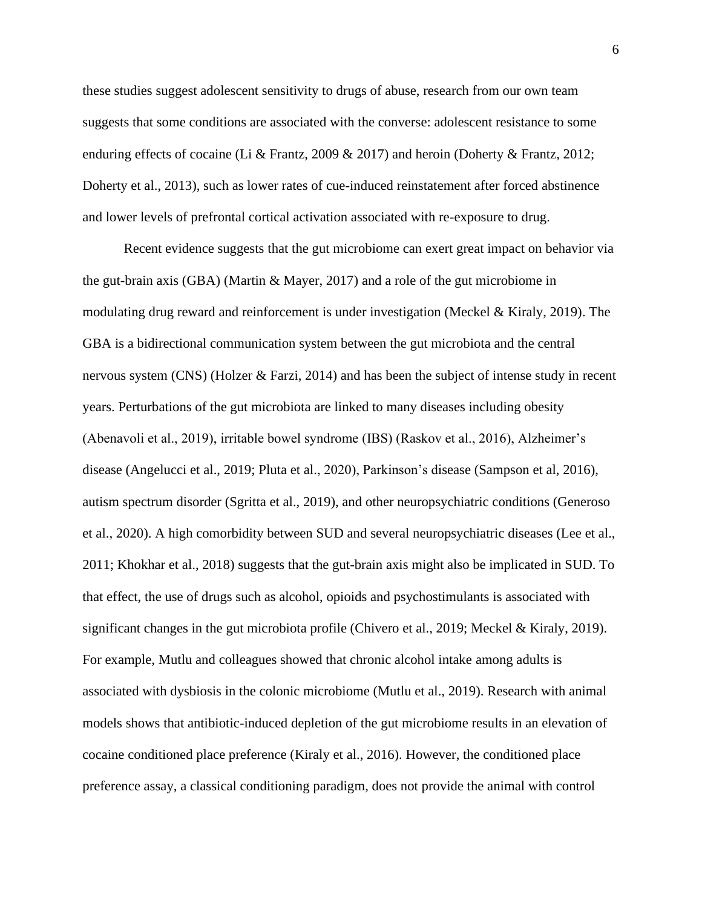these studies suggest adolescent sensitivity to drugs of abuse, research from our own team suggests that some conditions are associated with the converse: adolescent resistance to some enduring effects of cocaine (Li & Frantz, 2009 & 2017) and heroin (Doherty & Frantz, 2012; Doherty et al., 2013), such as lower rates of cue-induced reinstatement after forced abstinence and lower levels of prefrontal cortical activation associated with re-exposure to drug.

Recent evidence suggests that the gut microbiome can exert great impact on behavior via the gut-brain axis (GBA) (Martin & Mayer, 2017) and a role of the gut microbiome in modulating drug reward and reinforcement is under investigation (Meckel & Kiraly, 2019). The GBA is a bidirectional communication system between the gut microbiota and the central nervous system (CNS) (Holzer & Farzi, 2014) and has been the subject of intense study in recent years. Perturbations of the gut microbiota are linked to many diseases including obesity (Abenavoli et al., 2019), irritable bowel syndrome (IBS) (Raskov et al., 2016), Alzheimer's disease (Angelucci et al., 2019; Pluta et al., 2020), Parkinson's disease (Sampson et al, 2016), autism spectrum disorder (Sgritta et al., 2019), and other neuropsychiatric conditions (Generoso et al., 2020). A high comorbidity between SUD and several neuropsychiatric diseases (Lee et al., 2011; Khokhar et al., 2018) suggests that the gut-brain axis might also be implicated in SUD. To that effect, the use of drugs such as alcohol, opioids and psychostimulants is associated with significant changes in the gut microbiota profile (Chivero et al., 2019; Meckel & Kiraly, 2019). For example, Mutlu and colleagues showed that chronic alcohol intake among adults is associated with dysbiosis in the colonic microbiome (Mutlu et al., 2019). Research with animal models shows that antibiotic-induced depletion of the gut microbiome results in an elevation of cocaine conditioned place preference (Kiraly et al., 2016). However, the conditioned place preference assay, a classical conditioning paradigm, does not provide the animal with control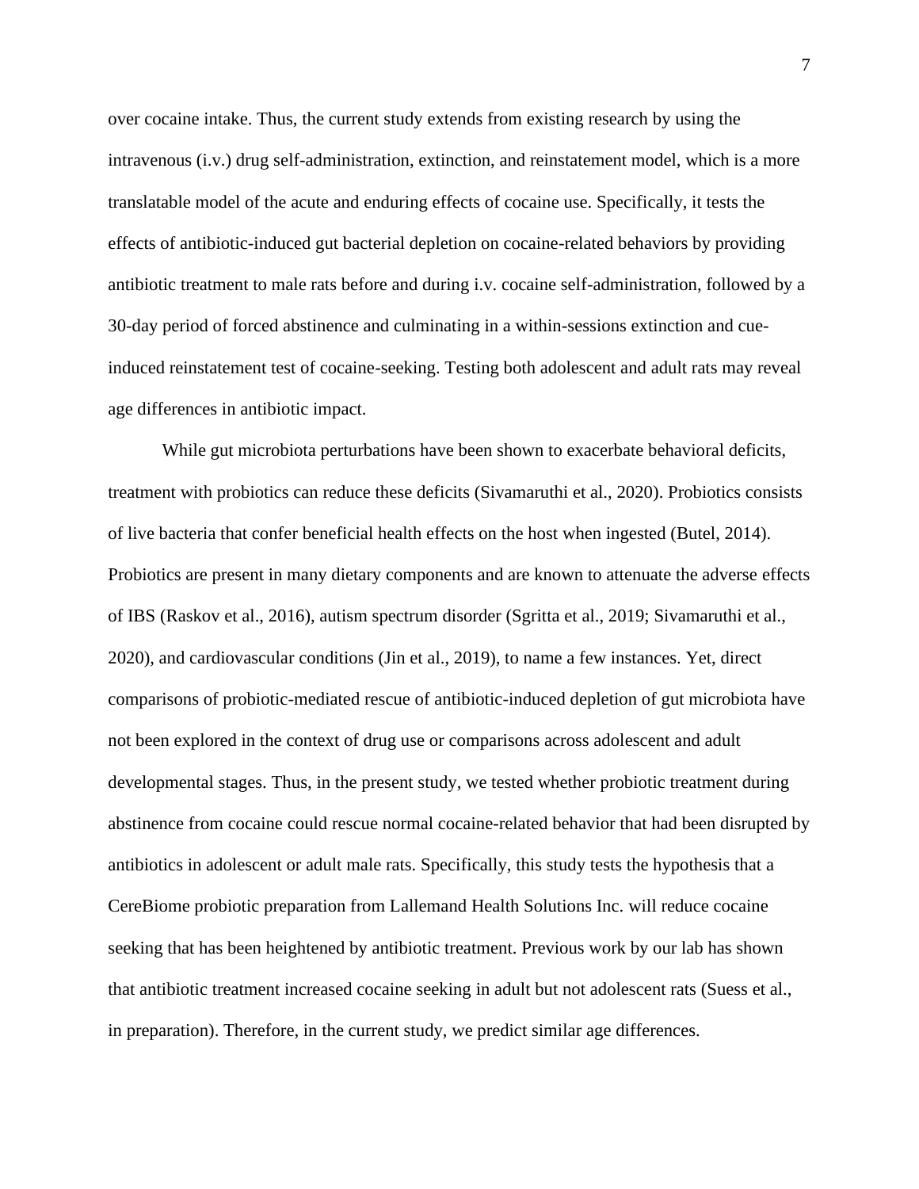over cocaine intake. Thus, the current study extends from existing research by using the intravenous (i.v.) drug self-administration, extinction, and reinstatement model, which is a more translatable model of the acute and enduring effects of cocaine use. Specifically, it tests the effects of antibiotic-induced gut bacterial depletion on cocaine-related behaviors by providing antibiotic treatment to male rats before and during i.v. cocaine self-administration, followed by a 30-day period of forced abstinence and culminating in a within-sessions extinction and cue-induced reinstatement test of cocaine-seeking. Testing both adolescent and adult rats may reveal age differences in antibiotic impact.

While gut microbiota perturbations have been shown to exacerbate behavioral deficits, treatment with probiotics can reduce these deficits (Sivamaruthi et al., 2020). Probiotics consists of live bacteria that confer beneficial health effects on the host when ingested (Butel, 2014). Probiotics are present in many dietary components and are known to attenuate the adverse effects of IBS (Raskov et al., 2016), autism spectrum disorder (Sgritta et al., 2019; Sivamaruthi et al., 2020), and cardiovascular conditions (Jin et al., 2019), to name a few instances. Yet, direct comparisons of probiotic-mediated rescue of antibiotic-induced depletion of gut microbiota have not been explored in the context of drug use or comparisons across adolescent and adult developmental stages. Thus, in the present study, we tested whether probiotic treatment during abstinence from cocaine could rescue normal cocaine-related behavior that had been disrupted by antibiotics in adolescent or adult male rats. Specifically, this study tests the hypothesis that a CereBiome probiotic preparation from Lallemand Health Solutions Inc. will reduce cocaine seeking that has been heightened by antibiotic treatment. Previous work by our lab has shown that antibiotic treatment increased cocaine seeking in adult but not adolescent rats (Suess et al., in preparation). Therefore, in the current study, we predict similar age differences.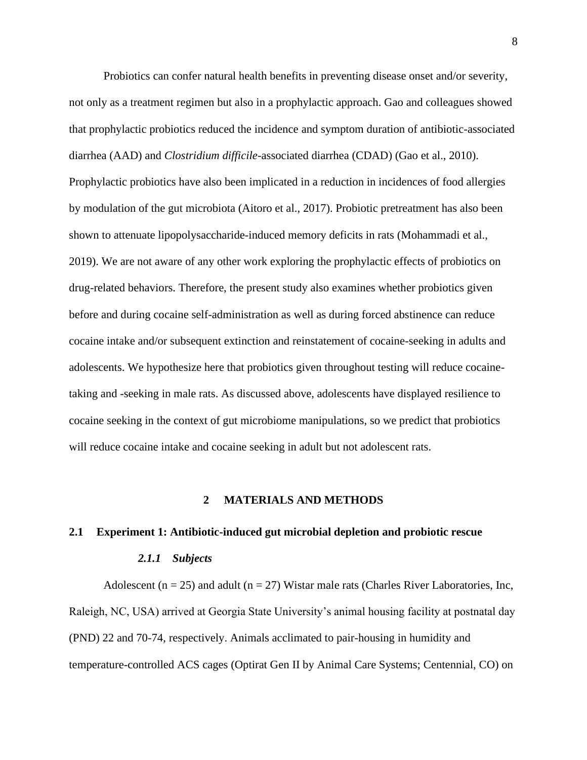Probiotics can confer natural health benefits in preventing disease onset and/or severity, not only as a treatment regimen but also in a prophylactic approach. Gao and colleagues showed that prophylactic probiotics reduced the incidence and symptom duration of antibiotic-associated diarrhea (AAD) and *Clostridium difficile*-associated diarrhea (CDAD) (Gao et al., 2010). Prophylactic probiotics have also been implicated in a reduction in incidences of food allergies by modulation of the gut microbiota (Aitoro et al., 2017). Probiotic pretreatment has also been shown to attenuate lipopolysaccharide-induced memory deficits in rats (Mohammadi et al., 2019). We are not aware of any other work exploring the prophylactic effects of probiotics on drug-related behaviors. Therefore, the present study also examines whether probiotics given before and during cocaine self-administration as well as during forced abstinence can reduce cocaine intake and/or subsequent extinction and reinstatement of cocaine-seeking in adults and adolescents. We hypothesize here that probiotics given throughout testing will reduce cocaine-taking and -seeking in male rats. As discussed above, adolescents have displayed resilience to cocaine seeking in the context of gut microbiome manipulations, so we predict that probiotics will reduce cocaine intake and cocaine seeking in adult but not adolescent rats.

# 2 MATERIALS AND METHODS

## 2.1 Experiment 1: Antibiotic-induced gut microbial depletion and probiotic rescue

### *2.1.1 Subjects*

Adolescent (n = 25) and adult (n = 27) Wistar male rats (Charles River Laboratories, Inc, Raleigh, NC, USA) arrived at Georgia State University's animal housing facility at postnatal day (PND) 22 and 70-74, respectively. Animals acclimated to pair-housing in humidity and temperature-controlled ACS cages (Optirat Gen II by Animal Care Systems; Centennial, CO) on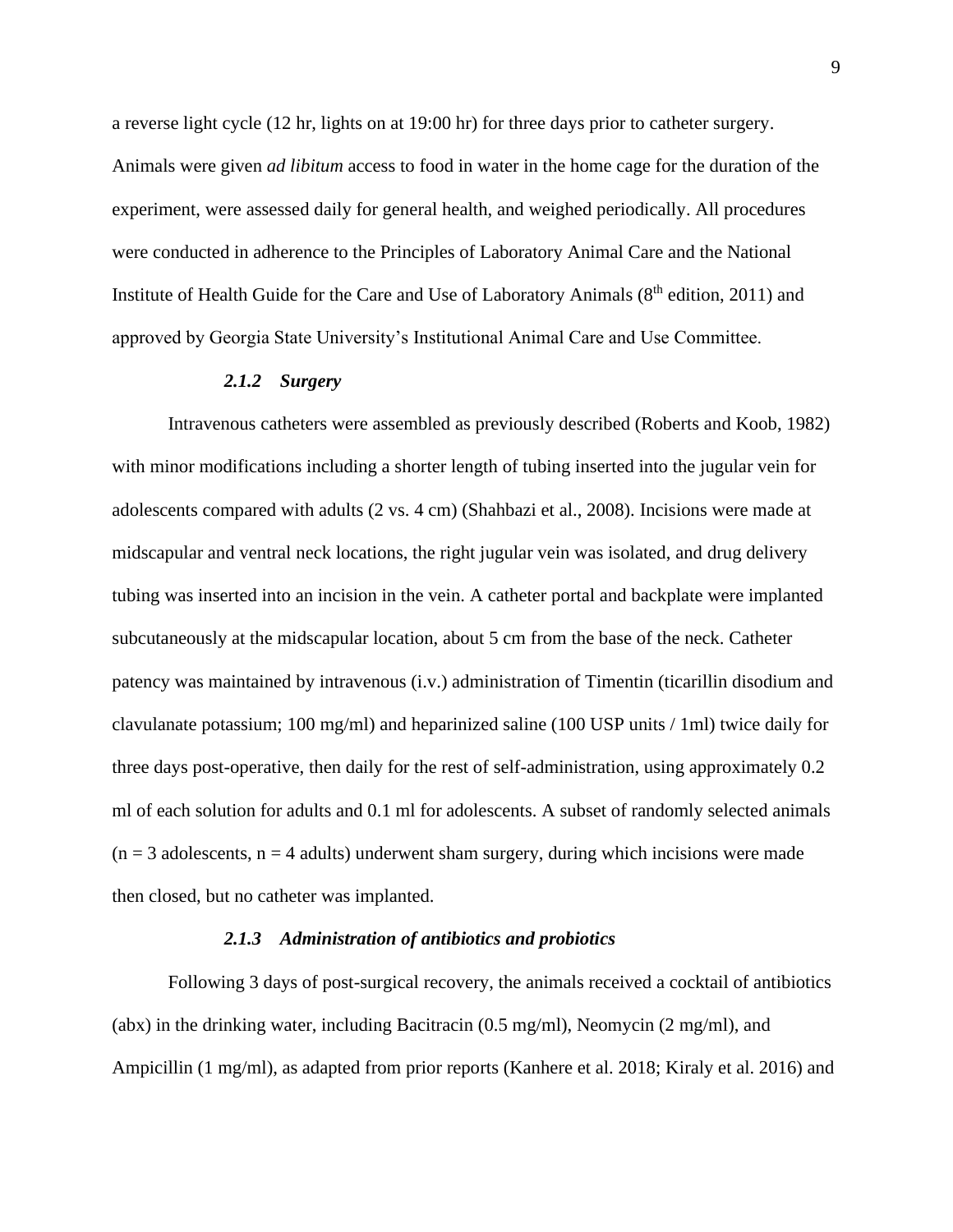a reverse light cycle (12 hr, lights on at 19:00 hr) for three days prior to catheter surgery. Animals were given *ad libitum* access to food in water in the home cage for the duration of the experiment, were assessed daily for general health, and weighed periodically. All procedures were conducted in adherence to the Principles of Laboratory Animal Care and the National Institute of Health Guide for the Care and Use of Laboratory Animals (8$^{th}$ edition, 2011) and approved by Georgia State University's Institutional Animal Care and Use Committee.

#### *2.1.2 Surgery*

Intravenous catheters were assembled as previously described (Roberts and Koob, 1982) with minor modifications including a shorter length of tubing inserted into the jugular vein for adolescents compared with adults (2 vs. 4 cm) (Shahbazi et al., 2008). Incisions were made at midscapular and ventral neck locations, the right jugular vein was isolated, and drug delivery tubing was inserted into an incision in the vein. A catheter portal and backplate were implanted subcutaneously at the midscapular location, about 5 cm from the base of the neck. Catheter patency was maintained by intravenous (i.v.) administration of Timentin (ticarillin disodium and clavulanate potassium; 100 mg/ml) and heparinized saline (100 USP units / 1ml) twice daily for three days post-operative, then daily for the rest of self-administration, using approximately 0.2 ml of each solution for adults and 0.1 ml for adolescents. A subset of randomly selected animals ($n = 3$ adolescents, $n = 4$ adults) underwent sham surgery, during which incisions were made then closed, but no catheter was implanted.

#### *2.1.3 Administration of antibiotics and probiotics*

Following 3 days of post-surgical recovery, the animals received a cocktail of antibiotics (abx) in the drinking water, including Bacitracin (0.5 mg/ml), Neomycin (2 mg/ml), and Ampicillin (1 mg/ml), as adapted from prior reports (Kanhere et al. 2018; Kiraly et al. 2016) and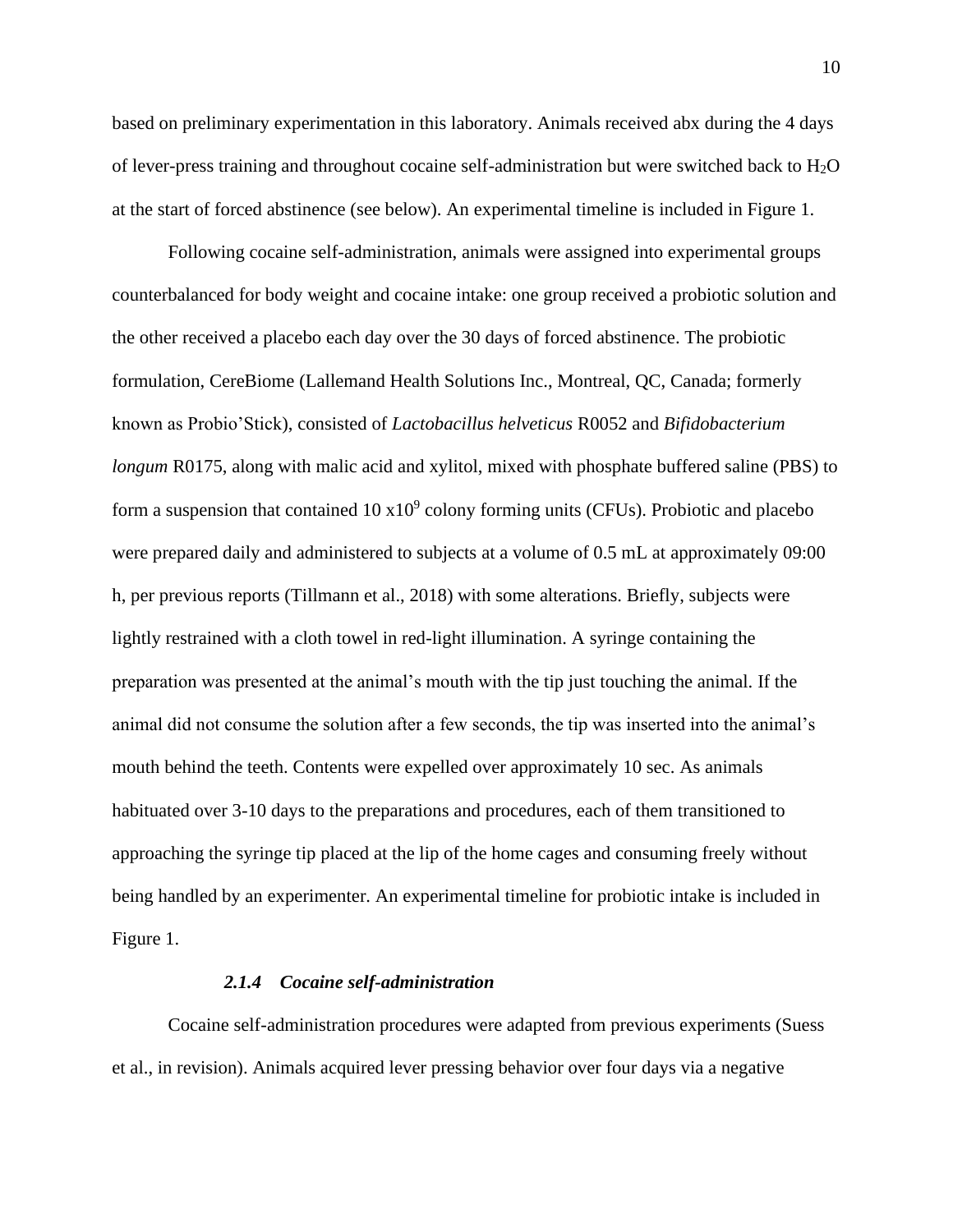based on preliminary experimentation in this laboratory. Animals received abx during the 4 days of lever-press training and throughout cocaine self-administration but were switched back to $H_2O$ at the start of forced abstinence (see below). An experimental timeline is included in Figure 1.

Following cocaine self-administration, animals were assigned into experimental groups counterbalanced for body weight and cocaine intake: one group received a probiotic solution and the other received a placebo each day over the 30 days of forced abstinence. The probiotic formulation, CereBiome (Lallemand Health Solutions Inc., Montreal, QC, Canada; formerly known as Probio'Stick), consisted of *Lactobacillus helveticus* R0052 and *Bifidobacterium longum* R0175, along with malic acid and xylitol, mixed with phosphate buffered saline (PBS) to form a suspension that contained 10 $\times 10^9$ colony forming units (CFUs). Probiotic and placebo were prepared daily and administered to subjects at a volume of 0.5 mL at approximately 09:00 h, per previous reports (Tillmann et al., 2018) with some alterations. Briefly, subjects were lightly restrained with a cloth towel in red-light illumination. A syringe containing the preparation was presented at the animal's mouth with the tip just touching the animal. If the animal did not consume the solution after a few seconds, the tip was inserted into the animal's mouth behind the teeth. Contents were expelled over approximately 10 sec. As animals habituated over 3-10 days to the preparations and procedures, each of them transitioned to approaching the syringe tip placed at the lip of the home cages and consuming freely without being handled by an experimenter. An experimental timeline for probiotic intake is included in Figure 1.

#### *2.1.4 Cocaine self-administration*

Cocaine self-administration procedures were adapted from previous experiments (Suess et al., in revision). Animals acquired lever pressing behavior over four days via a negative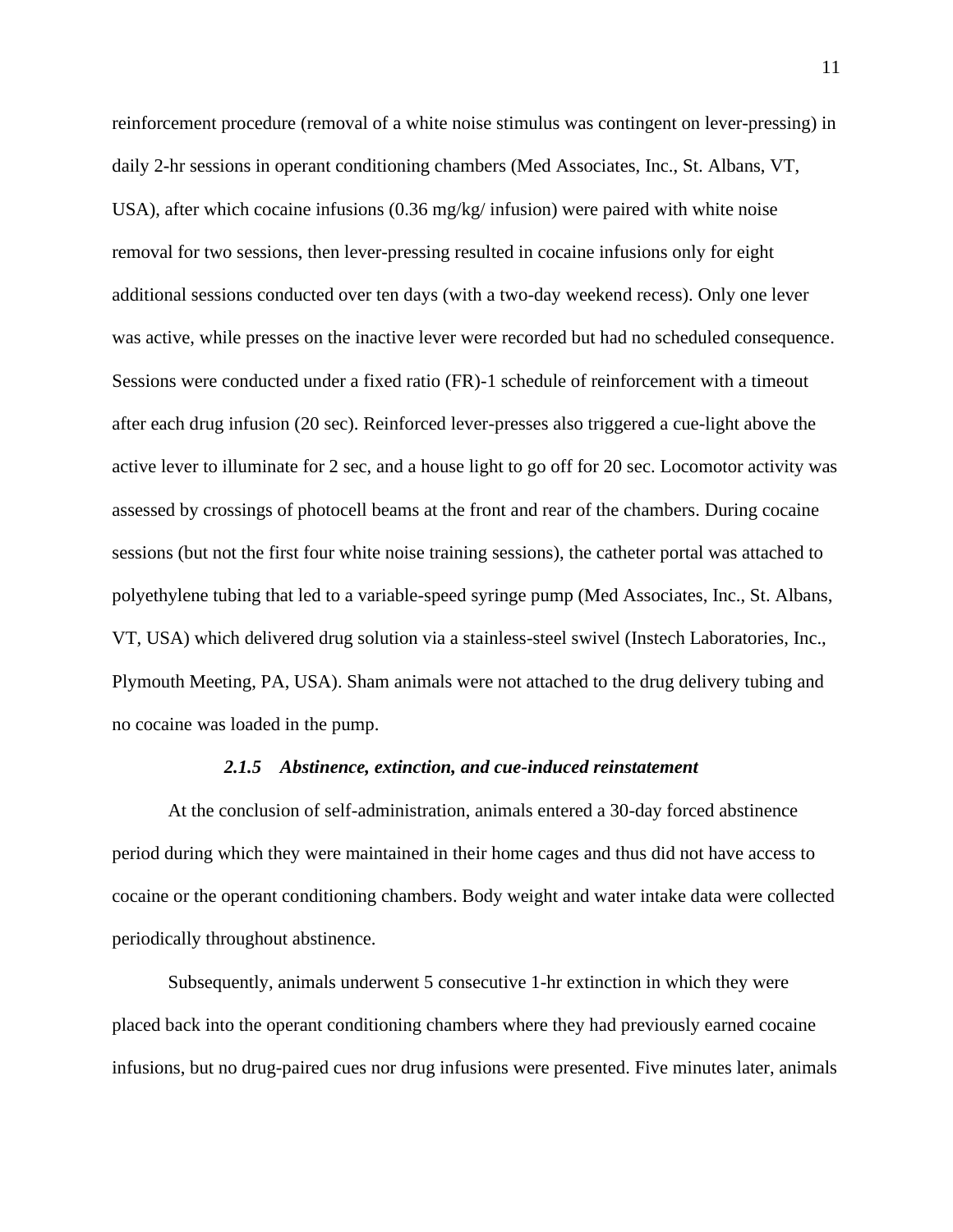reinforcement procedure (removal of a white noise stimulus was contingent on lever-pressing) in daily 2-hr sessions in operant conditioning chambers (Med Associates, Inc., St. Albans, VT, USA), after which cocaine infusions (0.36 mg/kg/ infusion) were paired with white noise removal for two sessions, then lever-pressing resulted in cocaine infusions only for eight additional sessions conducted over ten days (with a two-day weekend recess). Only one lever was active, while presses on the inactive lever were recorded but had no scheduled consequence. Sessions were conducted under a fixed ratio (FR)-1 schedule of reinforcement with a timeout after each drug infusion (20 sec). Reinforced lever-presses also triggered a cue-light above the active lever to illuminate for 2 sec, and a house light to go off for 20 sec. Locomotor activity was assessed by crossings of photocell beams at the front and rear of the chambers. During cocaine sessions (but not the first four white noise training sessions), the catheter portal was attached to polyethylene tubing that led to a variable-speed syringe pump (Med Associates, Inc., St. Albans, VT, USA) which delivered drug solution via a stainless-steel swivel (Instech Laboratories, Inc., Plymouth Meeting, PA, USA). Sham animals were not attached to the drug delivery tubing and no cocaine was loaded in the pump.

#### *2.1.5 Abstinence, extinction, and cue-induced reinstatement*

At the conclusion of self-administration, animals entered a 30-day forced abstinence period during which they were maintained in their home cages and thus did not have access to cocaine or the operant conditioning chambers. Body weight and water intake data were collected periodically throughout abstinence.

Subsequently, animals underwent 5 consecutive 1-hr extinction in which they were placed back into the operant conditioning chambers where they had previously earned cocaine infusions, but no drug-paired cues nor drug infusions were presented. Five minutes later, animals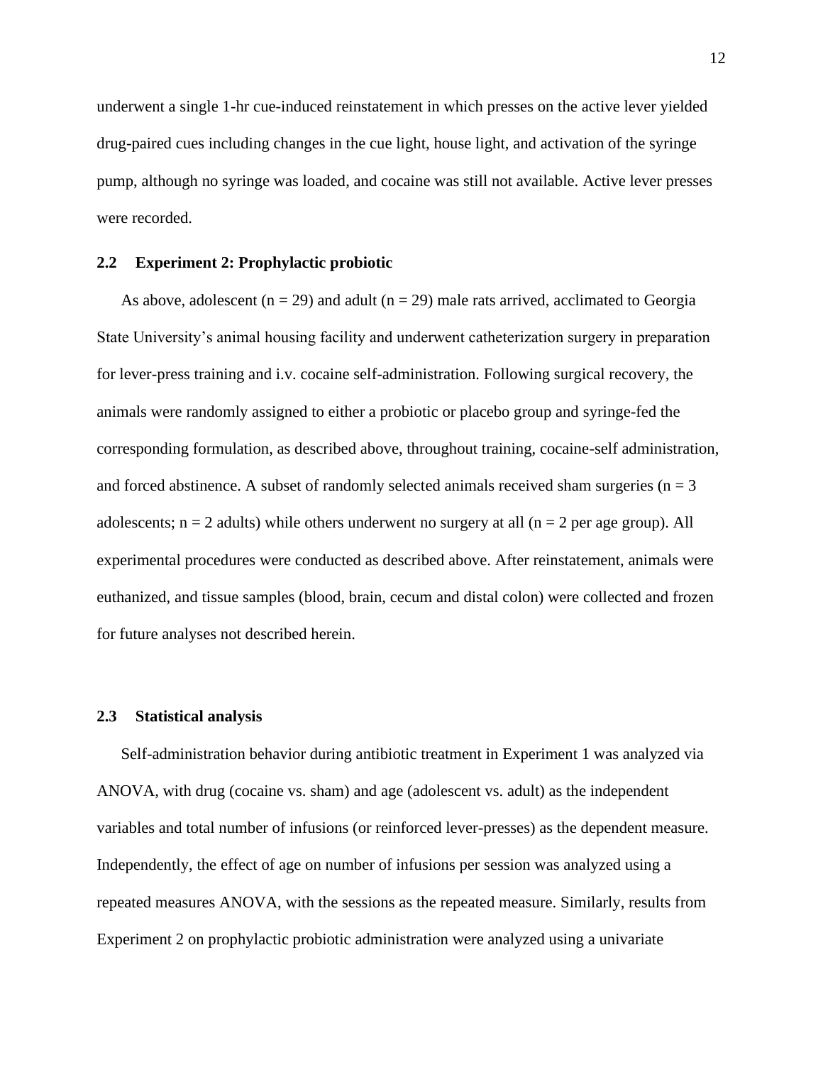underwent a single 1-hr cue-induced reinstatement in which presses on the active lever yielded drug-paired cues including changes in the cue light, house light, and activation of the syringe pump, although no syringe was loaded, and cocaine was still not available. Active lever presses were recorded.

## 2.2 Experiment 2: Prophylactic probiotic

As above, adolescent (n = 29) and adult (n = 29) male rats arrived, acclimated to Georgia State University's animal housing facility and underwent catheterization surgery in preparation for lever-press training and i.v. cocaine self-administration. Following surgical recovery, the animals were randomly assigned to either a probiotic or placebo group and syringe-fed the corresponding formulation, as described above, throughout training, cocaine-self administration, and forced abstinence. A subset of randomly selected animals received sham surgeries (n = 3 adolescents; n = 2 adults) while others underwent no surgery at all (n = 2 per age group). All experimental procedures were conducted as described above. After reinstatement, animals were euthanized, and tissue samples (blood, brain, cecum and distal colon) were collected and frozen for future analyses not described herein.

## 2.3 Statistical analysis

Self-administration behavior during antibiotic treatment in Experiment 1 was analyzed via ANOVA, with drug (cocaine vs. sham) and age (adolescent vs. adult) as the independent variables and total number of infusions (or reinforced lever-presses) as the dependent measure. Independently, the effect of age on number of infusions per session was analyzed using a repeated measures ANOVA, with the sessions as the repeated measure. Similarly, results from Experiment 2 on prophylactic probiotic administration were analyzed using a univariate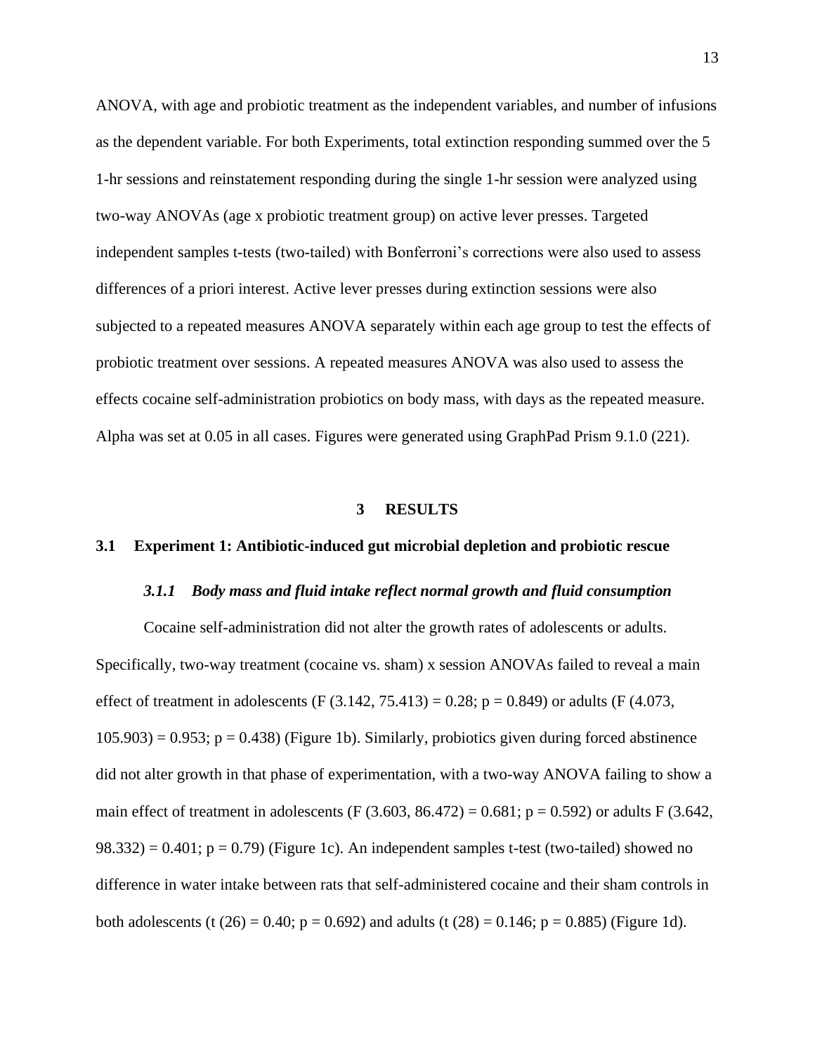ANOVA, with age and probiotic treatment as the independent variables, and number of infusions as the dependent variable. For both Experiments, total extinction responding summed over the 5 1-hr sessions and reinstatement responding during the single 1-hr session were analyzed using two-way ANOVAs (age x probiotic treatment group) on active lever presses. Targeted independent samples t-tests (two-tailed) with Bonferroni's corrections were also used to assess differences of a priori interest. Active lever presses during extinction sessions were also subjected to a repeated measures ANOVA separately within each age group to test the effects of probiotic treatment over sessions. A repeated measures ANOVA was also used to assess the effects cocaine self-administration probiotics on body mass, with days as the repeated measure. Alpha was set at 0.05 in all cases. Figures were generated using GraphPad Prism 9.1.0 (221).

# 3 RESULTS

## 3.1 Experiment 1: Antibiotic-induced gut microbial depletion and probiotic rescue

### *3.1.1 Body mass and fluid intake reflect normal growth and fluid consumption*

Cocaine self-administration did not alter the growth rates of adolescents or adults. Specifically, two-way treatment (cocaine vs. sham) x session ANOVAs failed to reveal a main effect of treatment in adolescents ($F(3.142, 75.413) = 0.28$; $p = 0.849$) or adults ($F(4.073, 105.903) = 0.953$; $p = 0.438$) (Figure 1b). Similarly, probiotics given during forced abstinence did not alter growth in that phase of experimentation, with a two-way ANOVA failing to show a main effect of treatment in adolescents ($F(3.603, 86.472) = 0.681$; $p = 0.592$) or adults $F(3.642, 98.332) = 0.401$; $p = 0.79$) (Figure 1c). An independent samples t-test (two-tailed) showed no difference in water intake between rats that self-administered cocaine and their sham controls in both adolescents ($t(26) = 0.40$; $p = 0.692$) and adults ($t(28) = 0.146$; $p = 0.885$) (Figure 1d).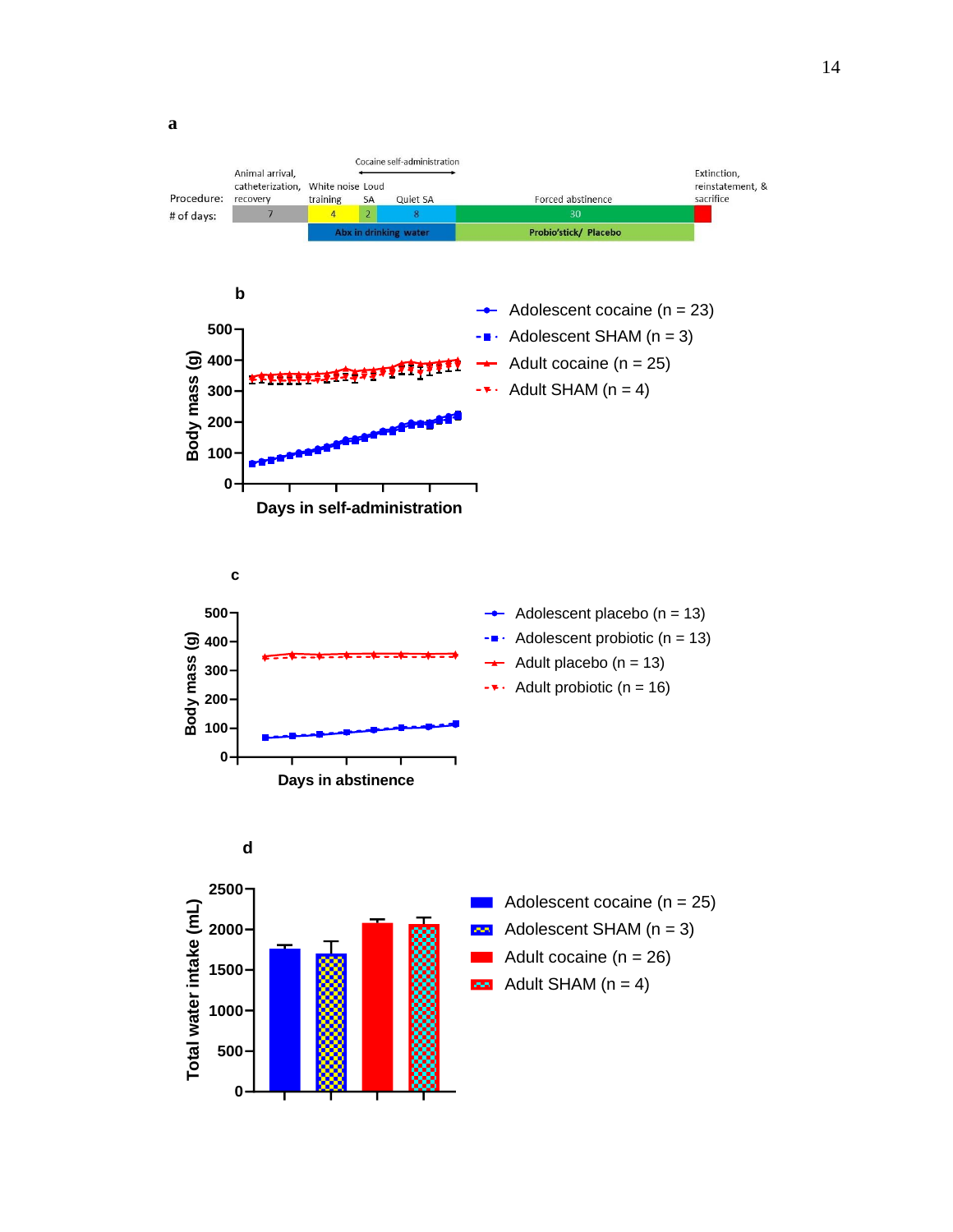**a**

| Procedure: | Animal arrival, catheterization, recovery | White noise training | Loud SA | Quiet SA | Forced abstinence | Extinction, reinstatement, & sacrifice |
|---|---|---|---|---|---|---|
| # of days: | 7 | 4 | 2 | 8 | 30 | |
| | | Abx in drinking water | | | Probio'stick/ Placebo | |

Cocaine self-administration

**b**

Body mass (g)

Days in self-administration

- Adolescent cocaine (n = 23)
- Adolescent SHAM (n = 3)
- Adult cocaine (n = 25)
- Adult SHAM (n = 4)

**c**

Body mass (g)

Days in abstinence

- Adolescent placebo (n = 13)
- Adolescent probiotic (n = 13)
- Adult placebo (n = 13)
- Adult probiotic (n = 16)

**d**

Total water intake (mL)

- Adolescent cocaine (n = 25)
- Adolescent SHAM (n = 3)
- Adult cocaine (n = 26)
- Adult SHAM (n = 4)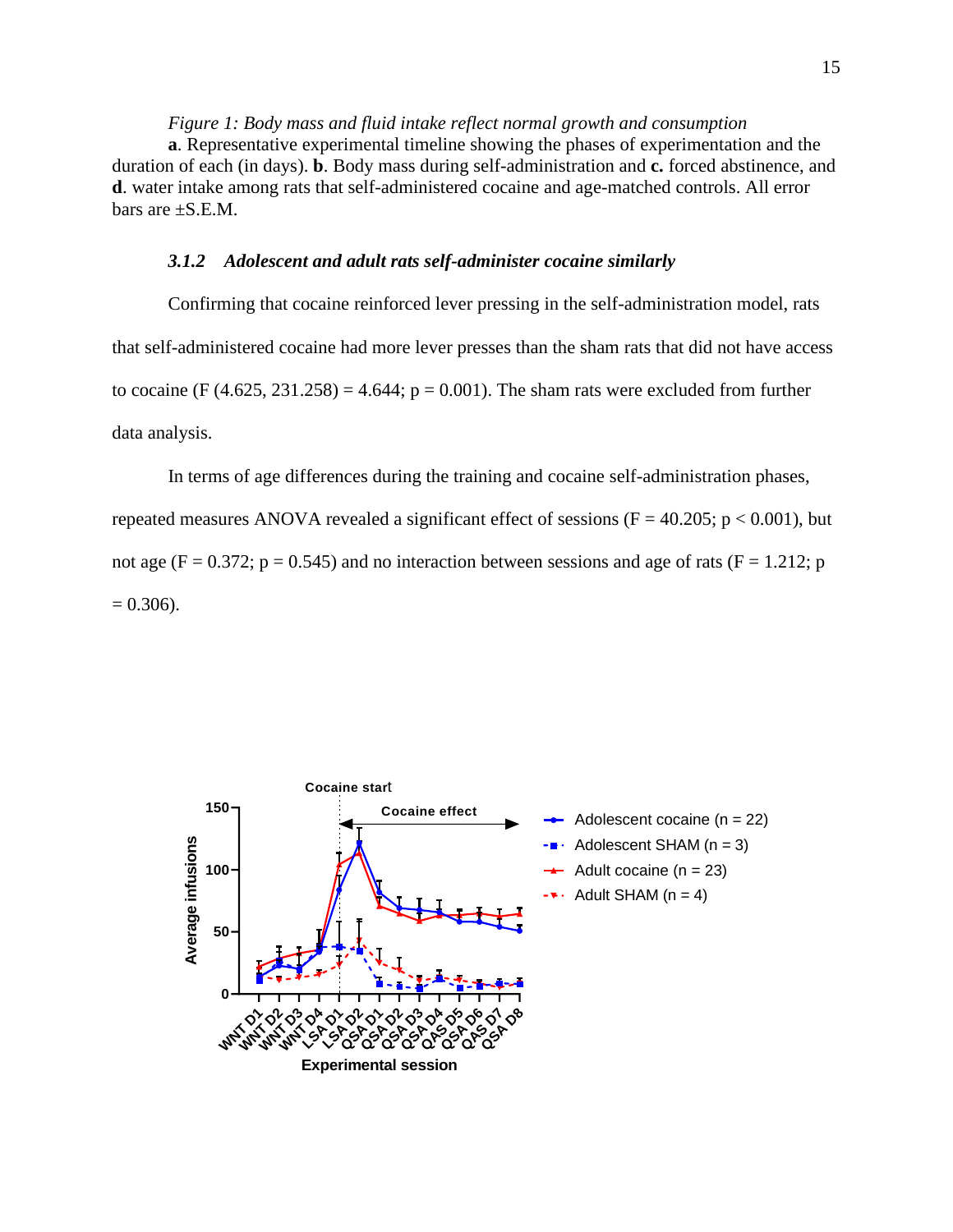*Figure 1: Body mass and fluid intake reflect normal growth and consumption*

**a**. Representative experimental timeline showing the phases of experimentation and the duration of each (in days). **b**. Body mass during self-administration and **c.** forced abstinence, and **d**. water intake among rats that self-administered cocaine and age-matched controls. All error bars are ±S.E.M.

### *3.1.2 Adolescent and adult rats self-administer cocaine similarly*

Confirming that cocaine reinforced lever pressing in the self-administration model, rats that self-administered cocaine had more lever presses than the sham rats that did not have access to cocaine ($F$ (4.625, 231.258) = 4.644; $p$ = 0.001). The sham rats were excluded from further data analysis.

In terms of age differences during the training and cocaine self-administration phases, repeated measures ANOVA revealed a significant effect of sessions ($F$ = 40.205; $p < 0.001$), but not age ($F$ = 0.372; $p$ = 0.545) and no interaction between sessions and age of rats ($F$ = 1.212; $p$ = 0.306).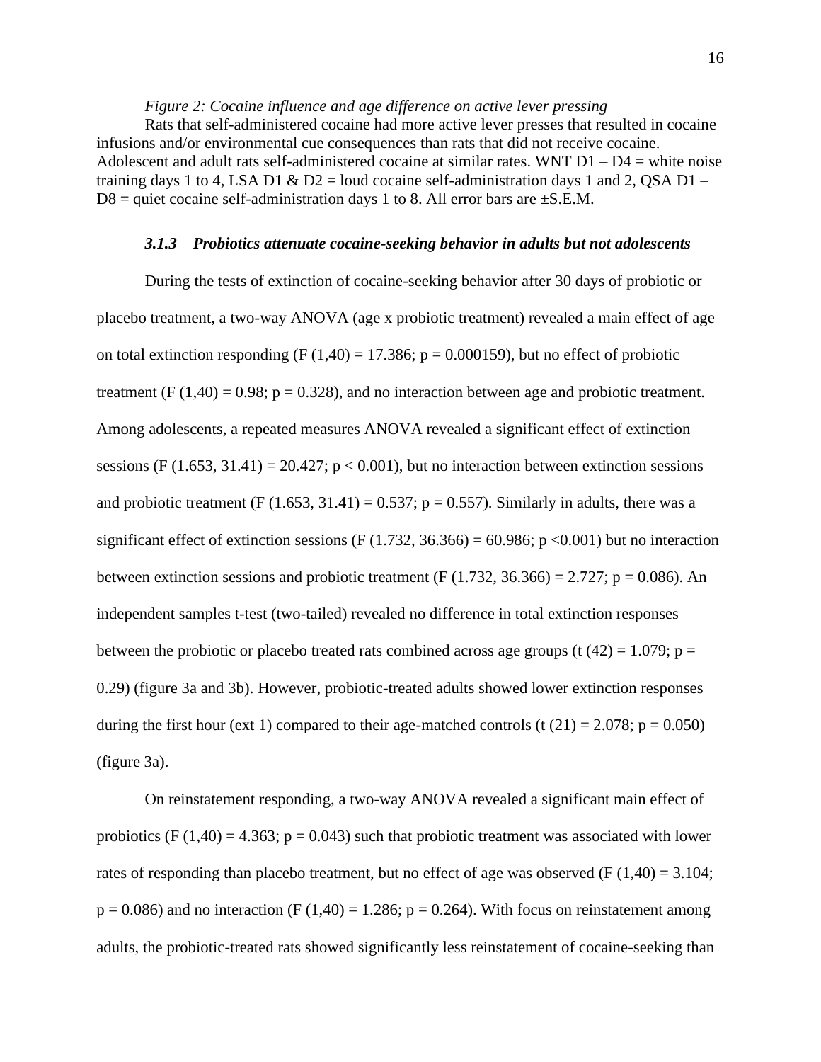*Figure 2: Cocaine influence and age difference on active lever pressing*

Rats that self-administered cocaine had more active lever presses that resulted in cocaine infusions and/or environmental cue consequences than rats that did not receive cocaine. Adolescent and adult rats self-administered cocaine at similar rates. WNT D1 – D4 = white noise training days 1 to 4, LSA D1 & D2 = loud cocaine self-administration days 1 and 2, QSA D1 – D8 = quiet cocaine self-administration days 1 to 8. All error bars are ±S.E.M.

### *3.1.3 Probiotics attenuate cocaine-seeking behavior in adults but not adolescents*

During the tests of extinction of cocaine-seeking behavior after 30 days of probiotic or placebo treatment, a two-way ANOVA (age x probiotic treatment) revealed a main effect of age on total extinction responding ($F (1,40) = 17.386$; $p = 0.000159$), but no effect of probiotic treatment ($F (1,40) = 0.98$; $p = 0.328$), and no interaction between age and probiotic treatment. Among adolescents, a repeated measures ANOVA revealed a significant effect of extinction sessions ($F (1.653, 31.41) = 20.427$; $p < 0.001$), but no interaction between extinction sessions and probiotic treatment ($F (1.653, 31.41) = 0.537$; $p = 0.557$). Similarly in adults, there was a significant effect of extinction sessions ($F (1.732, 36.366) = 60.986$; $p <0.001$) but no interaction between extinction sessions and probiotic treatment ($F (1.732, 36.366) = 2.727$; $p = 0.086$). An independent samples t-test (two-tailed) revealed no difference in total extinction responses between the probiotic or placebo treated rats combined across age groups ($t (42) = 1.079$; $p = 0.29$) (figure 3a and 3b). However, probiotic-treated adults showed lower extinction responses during the first hour (ext 1) compared to their age-matched controls ($t (21) = 2.078$; $p = 0.050$) (figure 3a).

On reinstatement responding, a two-way ANOVA revealed a significant main effect of probiotics ($F (1,40) = 4.363$; $p = 0.043$) such that probiotic treatment was associated with lower rates of responding than placebo treatment, but no effect of age was observed ($F (1,40) = 3.104$; $p = 0.086$) and no interaction ($F (1,40) = 1.286$; $p = 0.264$). With focus on reinstatement among adults, the probiotic-treated rats showed significantly less reinstatement of cocaine-seeking than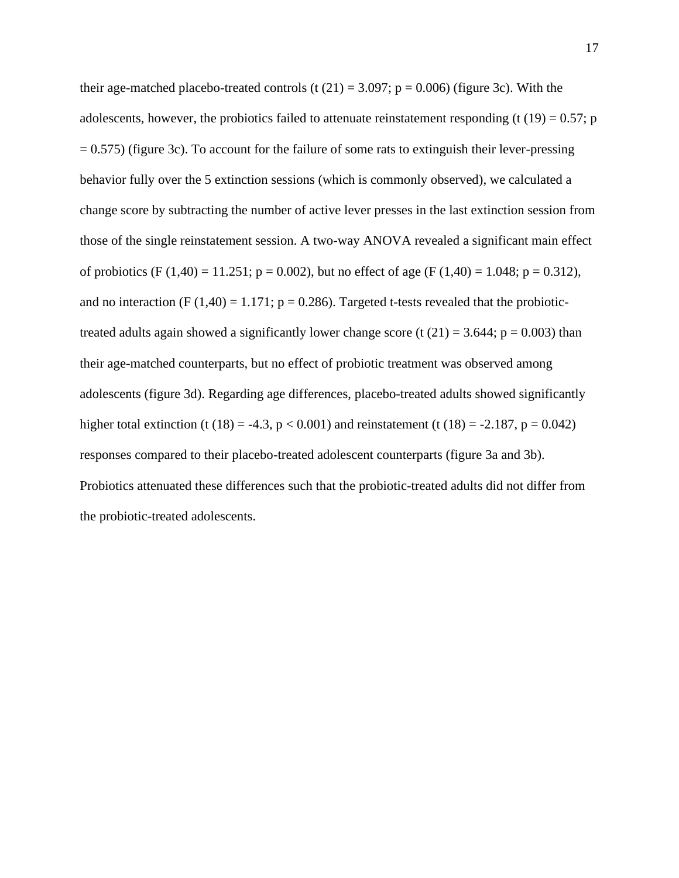their age-matched placebo-treated controls ($t(21) = 3.097$; $p = 0.006$) (figure 3c). With the adolescents, however, the probiotics failed to attenuate reinstatement responding ($t(19) = 0.57$; $p = 0.575$) (figure 3c). To account for the failure of some rats to extinguish their lever-pressing behavior fully over the 5 extinction sessions (which is commonly observed), we calculated a change score by subtracting the number of active lever presses in the last extinction session from those of the single reinstatement session. A two-way ANOVA revealed a significant main effect of probiotics ($F(1,40) = 11.251$; $p = 0.002$), but no effect of age ($F(1,40) = 1.048$; $p = 0.312$), and no interaction ($F(1,40) = 1.171$; $p = 0.286$). Targeted t-tests revealed that the probiotic-treated adults again showed a significantly lower change score ($t(21) = 3.644$; $p = 0.003$) than their age-matched counterparts, but no effect of probiotic treatment was observed among adolescents (figure 3d). Regarding age differences, placebo-treated adults showed significantly higher total extinction ($t(18) = -4.3$, $p < 0.001$) and reinstatement ($t(18) = -2.187$, $p = 0.042$) responses compared to their placebo-treated adolescent counterparts (figure 3a and 3b). Probiotics attenuated these differences such that the probiotic-treated adults did not differ from the probiotic-treated adolescents.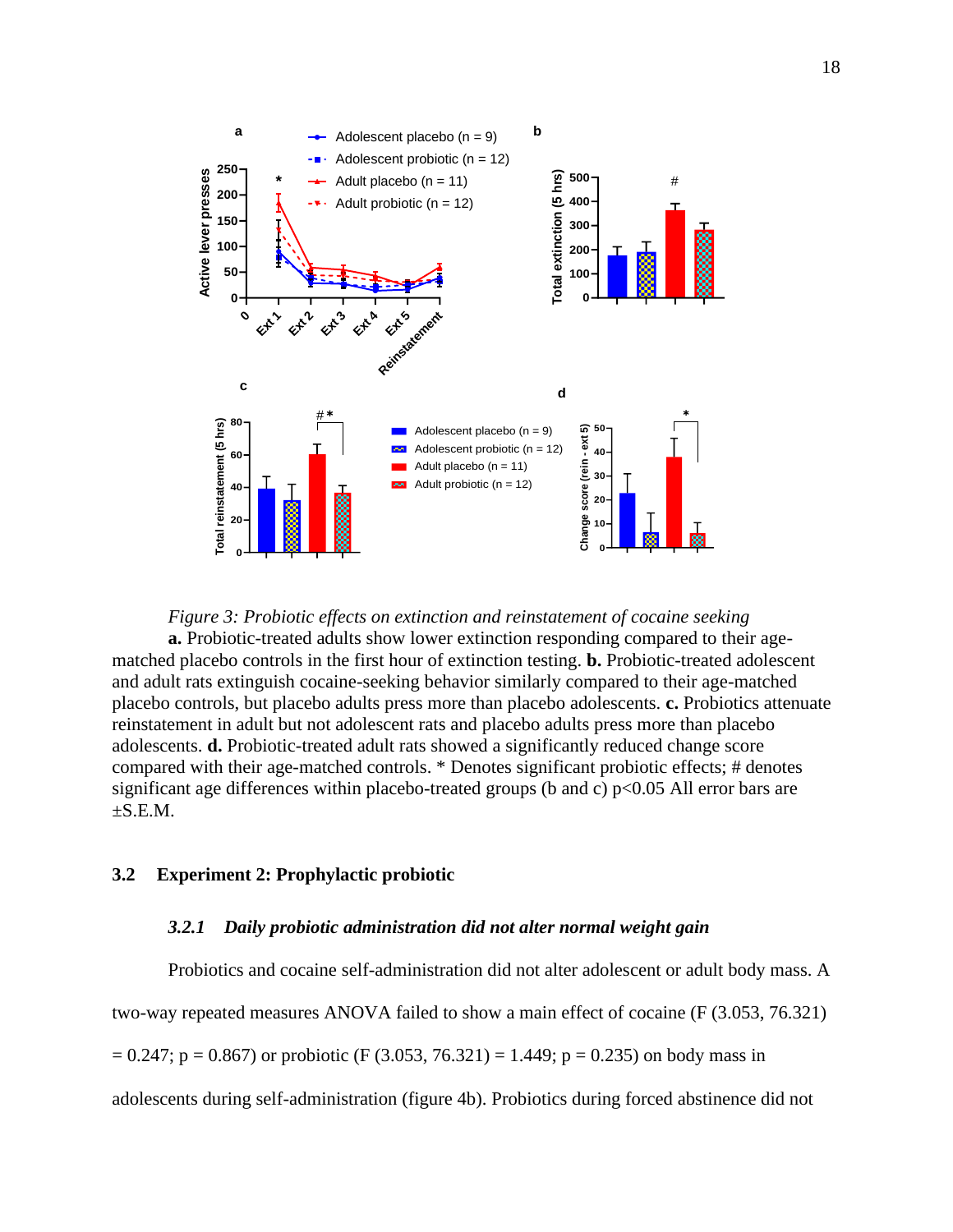*Figure 3: Probiotic effects on extinction and reinstatement of cocaine seeking*

**a.** Probiotic-treated adults show lower extinction responding compared to their age-matched placebo controls in the first hour of extinction testing. **b.** Probiotic-treated adolescent and adult rats extinguish cocaine-seeking behavior similarly compared to their age-matched placebo controls, but placebo adults press more than placebo adolescents. **c.** Probiotics attenuate reinstatement in adult but not adolescent rats and placebo adults press more than placebo adolescents. **d.** Probiotic-treated adult rats showed a significantly reduced change score compared with their age-matched controls. * Denotes significant probiotic effects; # denotes significant age differences within placebo-treated groups (b and c) $p<0.05$ All error bars are ±S.E.M.

## 3.2 Experiment 2: Prophylactic probiotic

### *3.2.1 Daily probiotic administration did not alter normal weight gain*

Probiotics and cocaine self-administration did not alter adolescent or adult body mass. A two-way repeated measures ANOVA failed to show a main effect of cocaine ($F (3.053, 76.321) = 0.247$; $p = 0.867$) or probiotic ($F (3.053, 76.321) = 1.449$; $p = 0.235$) on body mass in adolescents during self-administration (figure 4b). Probiotics during forced abstinence did not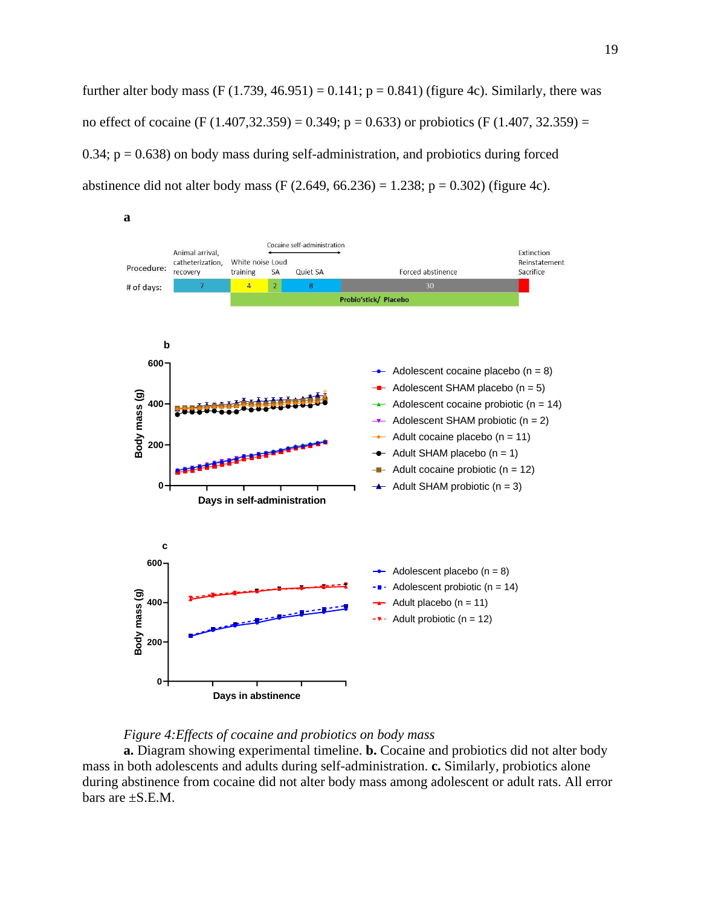further alter body mass (F (1.739, 46.951) = 0.141; p = 0.841) (figure 4c). Similarly, there was no effect of cocaine (F (1.407,32.359) = 0.349; p = 0.633) or probiotics (F (1.407, 32.359) = 0.34; p = 0.638) on body mass during self-administration, and probiotics during forced abstinence did not alter body mass (F (2.649, 66.236) = 1.238; p = 0.302) (figure 4c).

*Figure 4:Effects of cocaine and probiotics on body mass*

**a.** Diagram showing experimental timeline. **b.** Cocaine and probiotics did not alter body mass in both adolescents and adults during self-administration. **c.** Similarly, probiotics alone during abstinence from cocaine did not alter body mass among adolescent or adult rats. All error bars are ±S.E.M.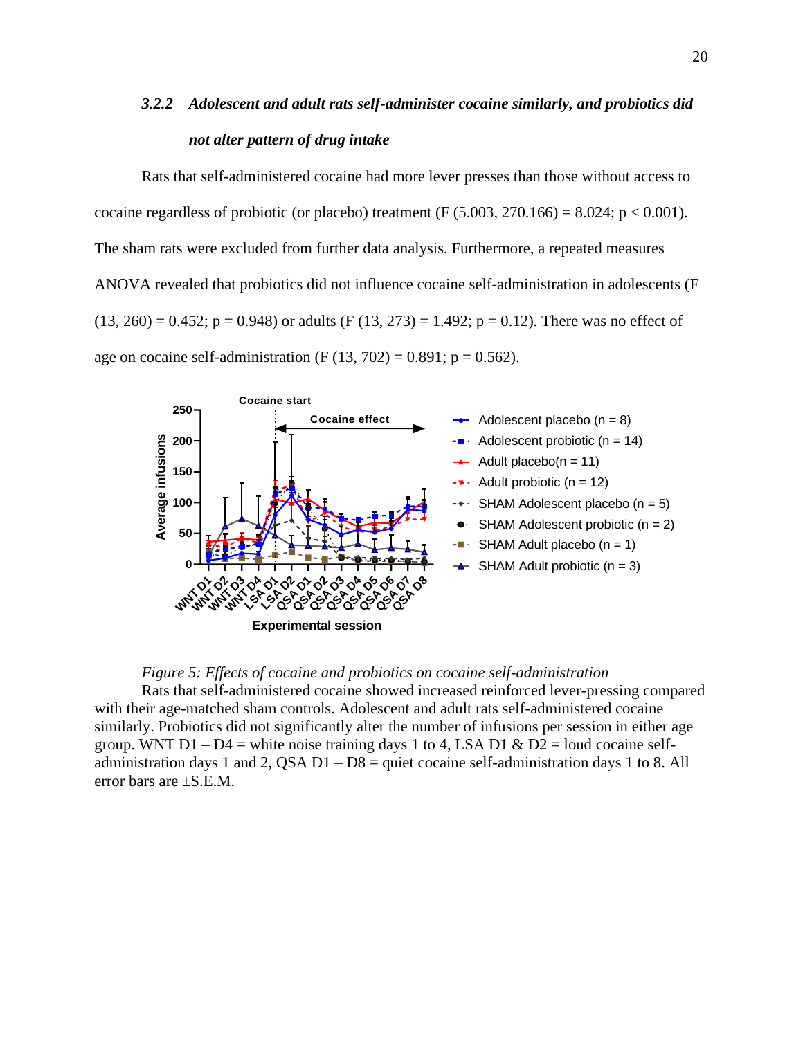### 3.2.2 *Adolescent and adult rats self-administer cocaine similarly, and probiotics did not alter pattern of drug intake*

Rats that self-administered cocaine had more lever presses than those without access to cocaine regardless of probiotic (or placebo) treatment ($F (5.003, 270.166) = 8.024; p < 0.001$). The sham rats were excluded from further data analysis. Furthermore, a repeated measures ANOVA revealed that probiotics did not influence cocaine self-administration in adolescents ($F (13, 260) = 0.452; p = 0.948$) or adults ($F (13, 273) = 1.492; p = 0.12$). There was no effect of age on cocaine self-administration ($F (13, 702) = 0.891; p = 0.562$).

*Figure 5: Effects of cocaine and probiotics on cocaine self-administration*

Rats that self-administered cocaine showed increased reinforced lever-pressing compared with their age-matched sham controls. Adolescent and adult rats self-administered cocaine similarly. Probiotics did not significantly alter the number of infusions per session in either age group. WNT D1 – D4 = white noise training days 1 to 4, LSA D1 & D2 = loud cocaine self-administration days 1 and 2, QSA D1 – D8 = quiet cocaine self-administration days 1 to 8. All error bars are ±S.E.M.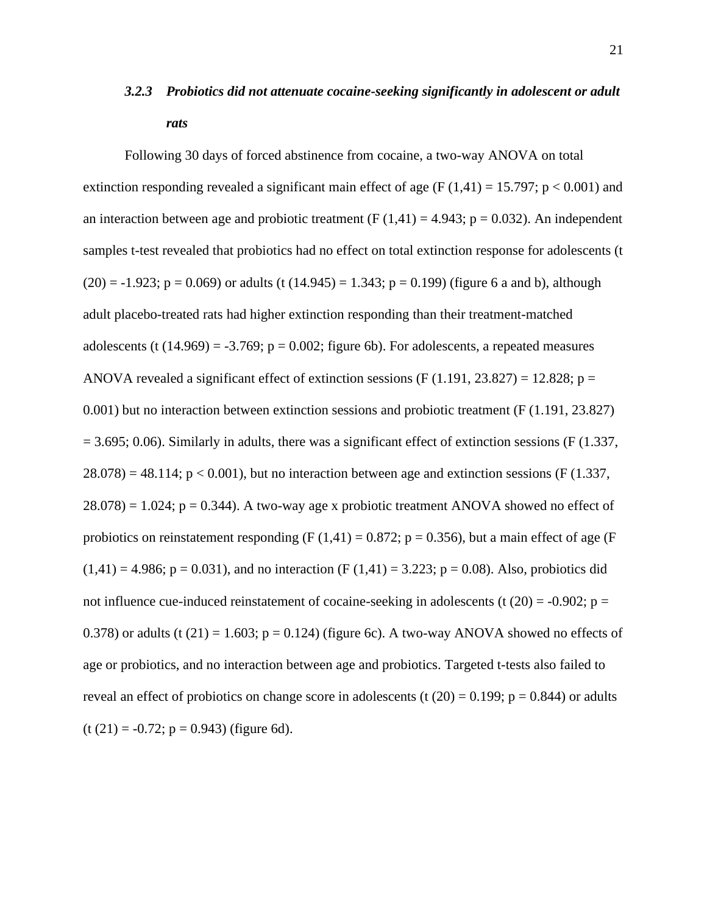### *3.2.3 Probiotics did not attenuate cocaine-seeking significantly in adolescent or adult rats*

Following 30 days of forced abstinence from cocaine, a two-way ANOVA on total extinction responding revealed a significant main effect of age ($F (1,41) = 15.797$; $p < 0.001$) and an interaction between age and probiotic treatment ($F (1,41) = 4.943$; $p = 0.032$). An independent samples t-test revealed that probiotics had no effect on total extinction response for adolescents ($t (20) = -1.923$; $p = 0.069$) or adults ($t (14.945) = 1.343$; $p = 0.199$) (figure 6 a and b), although adult placebo-treated rats had higher extinction responding than their treatment-matched adolescents ($t (14.969) = -3.769$; $p = 0.002$; figure 6b). For adolescents, a repeated measures ANOVA revealed a significant effect of extinction sessions ($F (1.191, 23.827) = 12.828$; $p = 0.001$) but no interaction between extinction sessions and probiotic treatment ($F (1.191, 23.827) = 3.695$; 0.06). Similarly in adults, there was a significant effect of extinction sessions ($F (1.337, 28.078) = 48.114$; $p < 0.001$), but no interaction between age and extinction sessions ($F (1.337, 28.078) = 1.024$; $p = 0.344$). A two-way age x probiotic treatment ANOVA showed no effect of probiotics on reinstatement responding ($F (1,41) = 0.872$; $p = 0.356$), but a main effect of age ($F (1,41) = 4.986$; $p = 0.031$), and no interaction ($F (1,41) = 3.223$; $p = 0.08$). Also, probiotics did not influence cue-induced reinstatement of cocaine-seeking in adolescents ($t (20) = -0.902$; $p = 0.378$) or adults ($t (21) = 1.603$; $p = 0.124$) (figure 6c). A two-way ANOVA showed no effects of age or probiotics, and no interaction between age and probiotics. Targeted t-tests also failed to reveal an effect of probiotics on change score in adolescents ($t (20) = 0.199$; $p = 0.844$) or adults ($t (21) = -0.72$; $p = 0.943$) (figure 6d).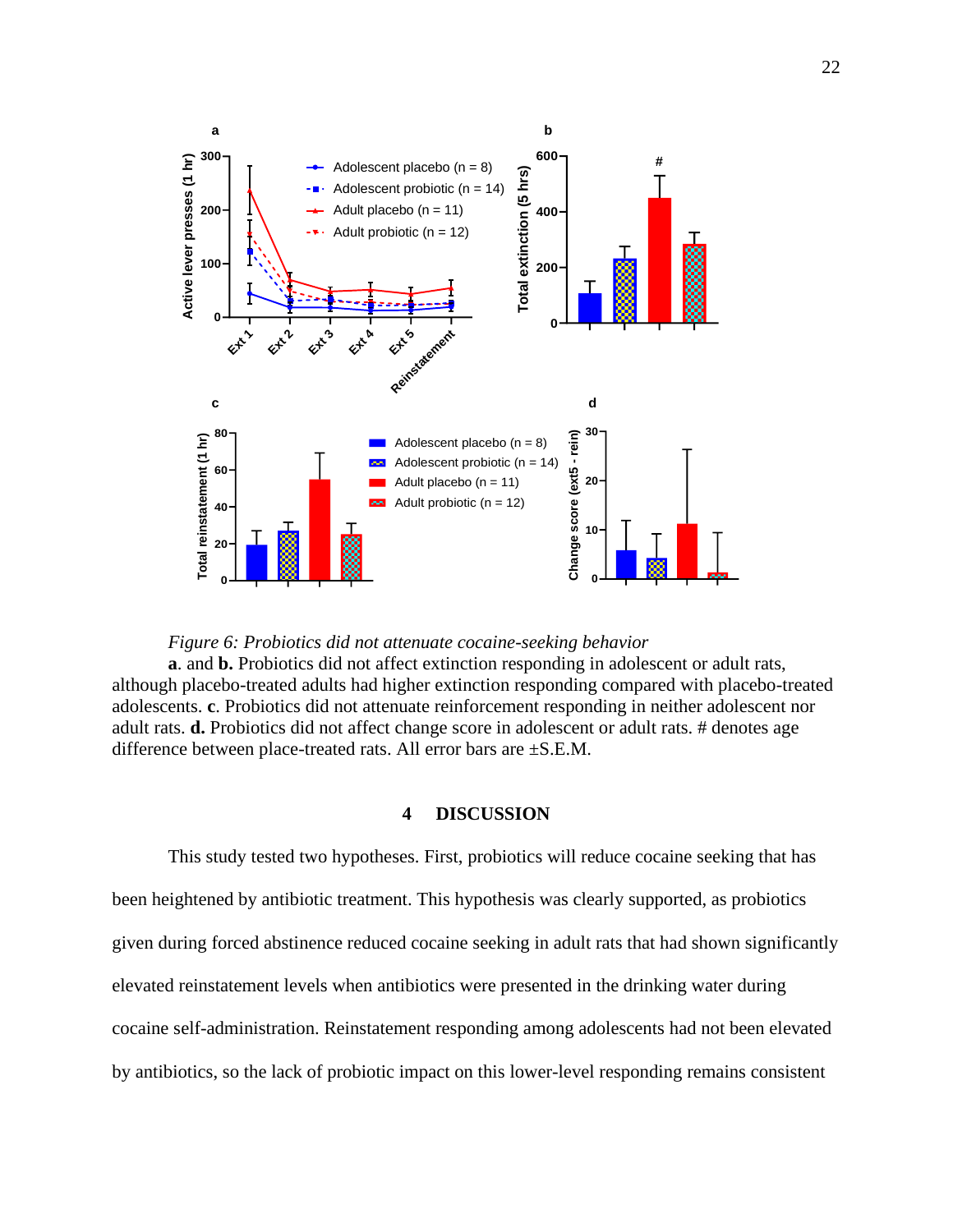*Figure 6: Probiotics did not attenuate cocaine-seeking behavior*

**a**. and **b.** Probiotics did not affect extinction responding in adolescent or adult rats, although placebo-treated adults had higher extinction responding compared with placebo-treated adolescents. **c**. Probiotics did not attenuate reinforcement responding in neither adolescent nor adult rats. **d.** Probiotics did not affect change score in adolescent or adult rats. # denotes age difference between place-treated rats. All error bars are ±S.E.M.

## 4 DISCUSSION

This study tested two hypotheses. First, probiotics will reduce cocaine seeking that has been heightened by antibiotic treatment. This hypothesis was clearly supported, as probiotics given during forced abstinence reduced cocaine seeking in adult rats that had shown significantly elevated reinstatement levels when antibiotics were presented in the drinking water during cocaine self-administration. Reinstatement responding among adolescents had not been elevated by antibiotics, so the lack of probiotic impact on this lower-level responding remains consistent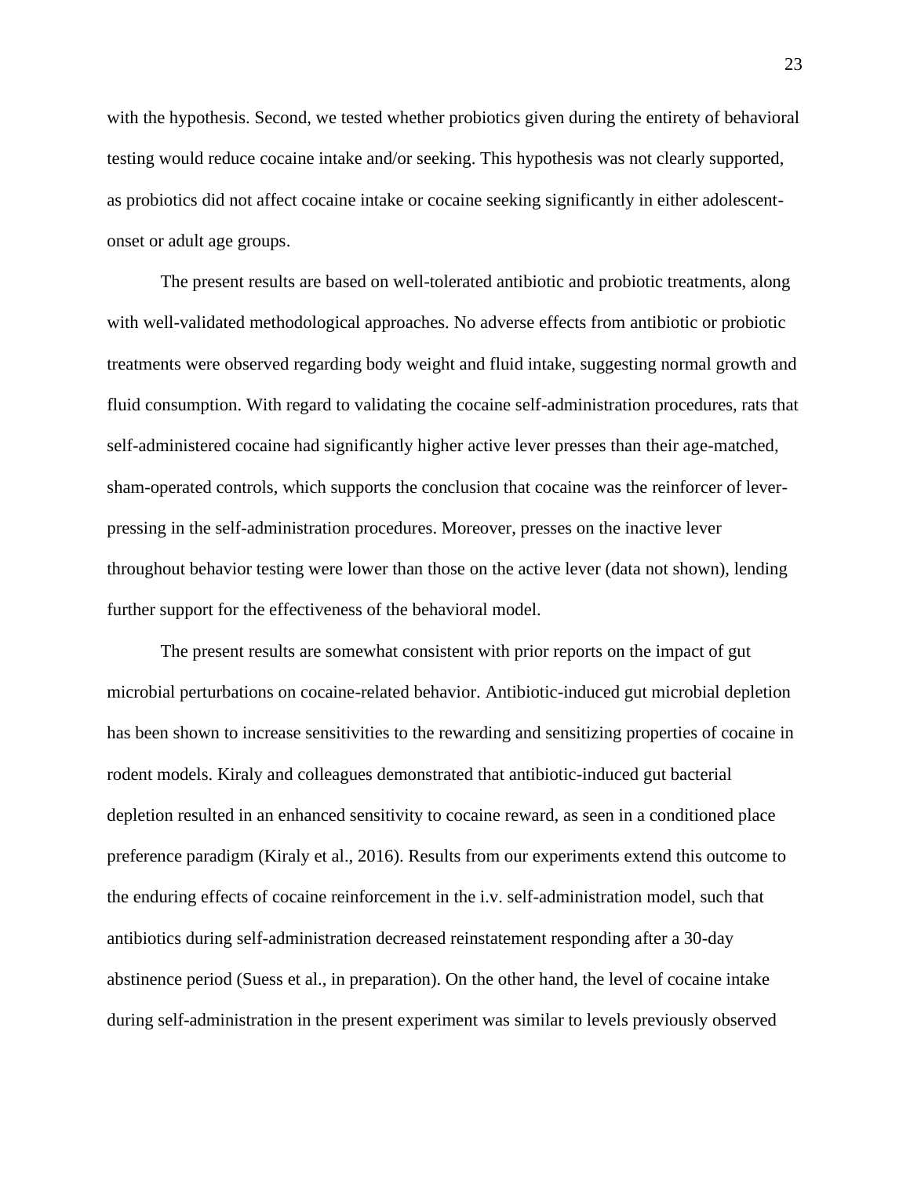with the hypothesis. Second, we tested whether probiotics given during the entirety of behavioral testing would reduce cocaine intake and/or seeking. This hypothesis was not clearly supported, as probiotics did not affect cocaine intake or cocaine seeking significantly in either adolescent-onset or adult age groups.

The present results are based on well-tolerated antibiotic and probiotic treatments, along with well-validated methodological approaches. No adverse effects from antibiotic or probiotic treatments were observed regarding body weight and fluid intake, suggesting normal growth and fluid consumption. With regard to validating the cocaine self-administration procedures, rats that self-administered cocaine had significantly higher active lever presses than their age-matched, sham-operated controls, which supports the conclusion that cocaine was the reinforcer of lever-pressing in the self-administration procedures. Moreover, presses on the inactive lever throughout behavior testing were lower than those on the active lever (data not shown), lending further support for the effectiveness of the behavioral model.

The present results are somewhat consistent with prior reports on the impact of gut microbial perturbations on cocaine-related behavior. Antibiotic-induced gut microbial depletion has been shown to increase sensitivities to the rewarding and sensitizing properties of cocaine in rodent models. Kiraly and colleagues demonstrated that antibiotic-induced gut bacterial depletion resulted in an enhanced sensitivity to cocaine reward, as seen in a conditioned place preference paradigm (Kiraly et al., 2016). Results from our experiments extend this outcome to the enduring effects of cocaine reinforcement in the i.v. self-administration model, such that antibiotics during self-administration decreased reinstatement responding after a 30-day abstinence period (Suess et al., in preparation). On the other hand, the level of cocaine intake during self-administration in the present experiment was similar to levels previously observed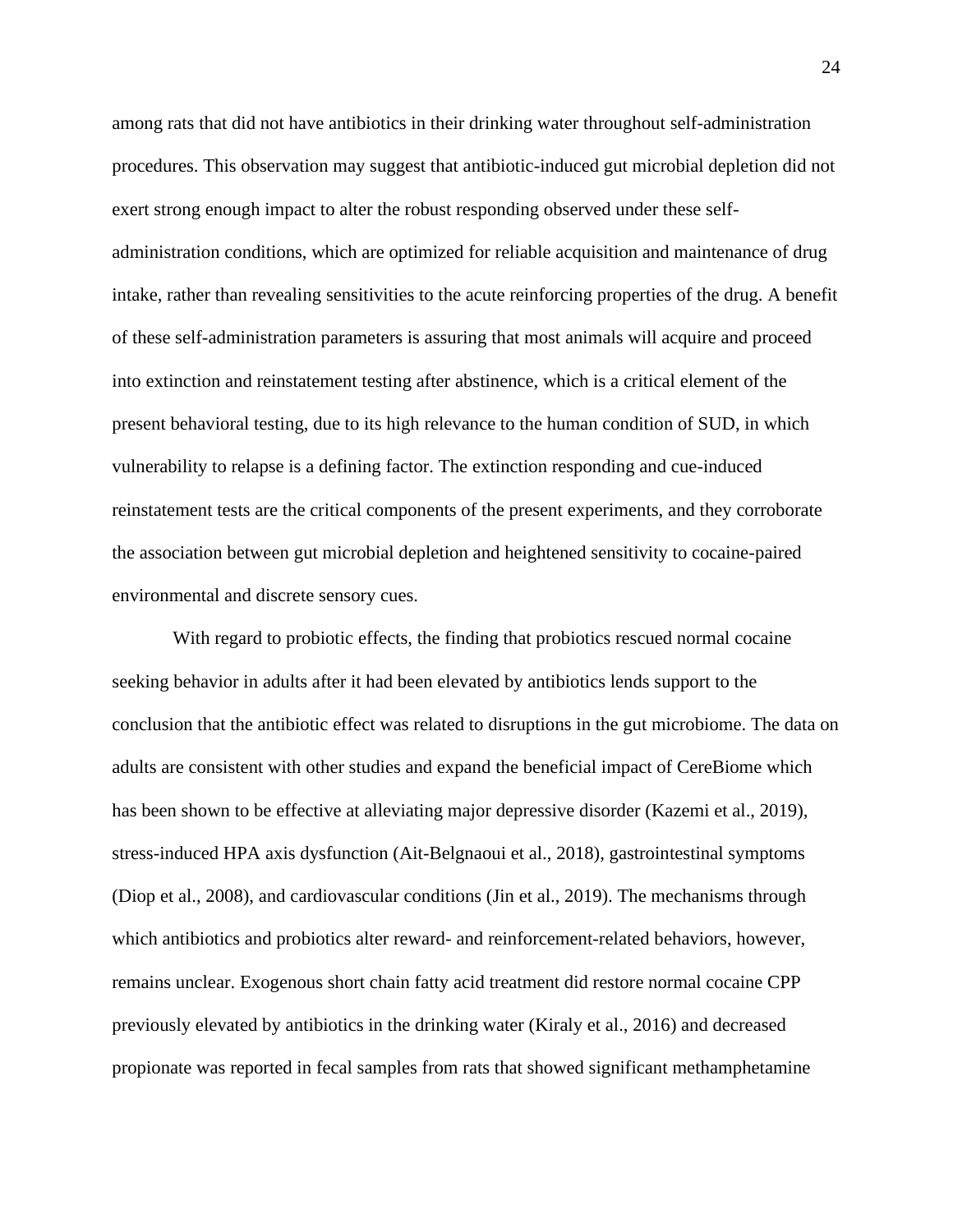among rats that did not have antibiotics in their drinking water throughout self-administration procedures. This observation may suggest that antibiotic-induced gut microbial depletion did not exert strong enough impact to alter the robust responding observed under these self-administration conditions, which are optimized for reliable acquisition and maintenance of drug intake, rather than revealing sensitivities to the acute reinforcing properties of the drug. A benefit of these self-administration parameters is assuring that most animals will acquire and proceed into extinction and reinstatement testing after abstinence, which is a critical element of the present behavioral testing, due to its high relevance to the human condition of SUD, in which vulnerability to relapse is a defining factor. The extinction responding and cue-induced reinstatement tests are the critical components of the present experiments, and they corroborate the association between gut microbial depletion and heightened sensitivity to cocaine-paired environmental and discrete sensory cues.

With regard to probiotic effects, the finding that probiotics rescued normal cocaine seeking behavior in adults after it had been elevated by antibiotics lends support to the conclusion that the antibiotic effect was related to disruptions in the gut microbiome. The data on adults are consistent with other studies and expand the beneficial impact of CereBiome which has been shown to be effective at alleviating major depressive disorder (Kazemi et al., 2019), stress-induced HPA axis dysfunction (Ait-Belgnaoui et al., 2018), gastrointestinal symptoms (Diop et al., 2008), and cardiovascular conditions (Jin et al., 2019). The mechanisms through which antibiotics and probiotics alter reward- and reinforcement-related behaviors, however, remains unclear. Exogenous short chain fatty acid treatment did restore normal cocaine CPP previously elevated by antibiotics in the drinking water (Kiraly et al., 2016) and decreased propionate was reported in fecal samples from rats that showed significant methamphetamine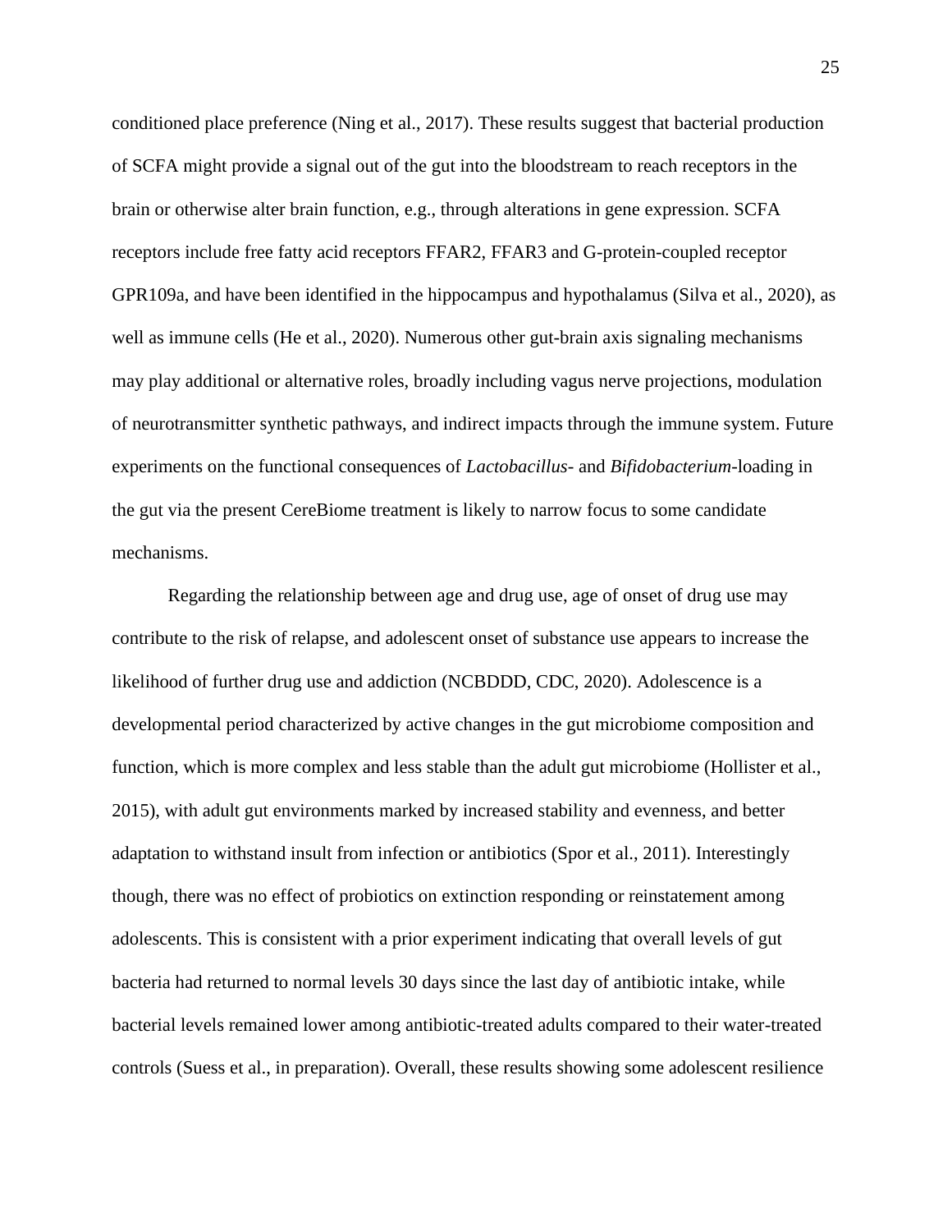conditioned place preference (Ning et al., 2017). These results suggest that bacterial production of SCFA might provide a signal out of the gut into the bloodstream to reach receptors in the brain or otherwise alter brain function, e.g., through alterations in gene expression. SCFA receptors include free fatty acid receptors FFAR2, FFAR3 and G-protein-coupled receptor GPR109a, and have been identified in the hippocampus and hypothalamus (Silva et al., 2020), as well as immune cells (He et al., 2020). Numerous other gut-brain axis signaling mechanisms may play additional or alternative roles, broadly including vagus nerve projections, modulation of neurotransmitter synthetic pathways, and indirect impacts through the immune system. Future experiments on the functional consequences of *Lactobacillus*- and *Bifidobacterium*-loading in the gut via the present CereBiome treatment is likely to narrow focus to some candidate mechanisms.

Regarding the relationship between age and drug use, age of onset of drug use may contribute to the risk of relapse, and adolescent onset of substance use appears to increase the likelihood of further drug use and addiction (NCBDDD, CDC, 2020). Adolescence is a developmental period characterized by active changes in the gut microbiome composition and function, which is more complex and less stable than the adult gut microbiome (Hollister et al., 2015), with adult gut environments marked by increased stability and evenness, and better adaptation to withstand insult from infection or antibiotics (Spor et al., 2011). Interestingly though, there was no effect of probiotics on extinction responding or reinstatement among adolescents. This is consistent with a prior experiment indicating that overall levels of gut bacteria had returned to normal levels 30 days since the last day of antibiotic intake, while bacterial levels remained lower among antibiotic-treated adults compared to their water-treated controls (Suess et al., in preparation). Overall, these results showing some adolescent resilience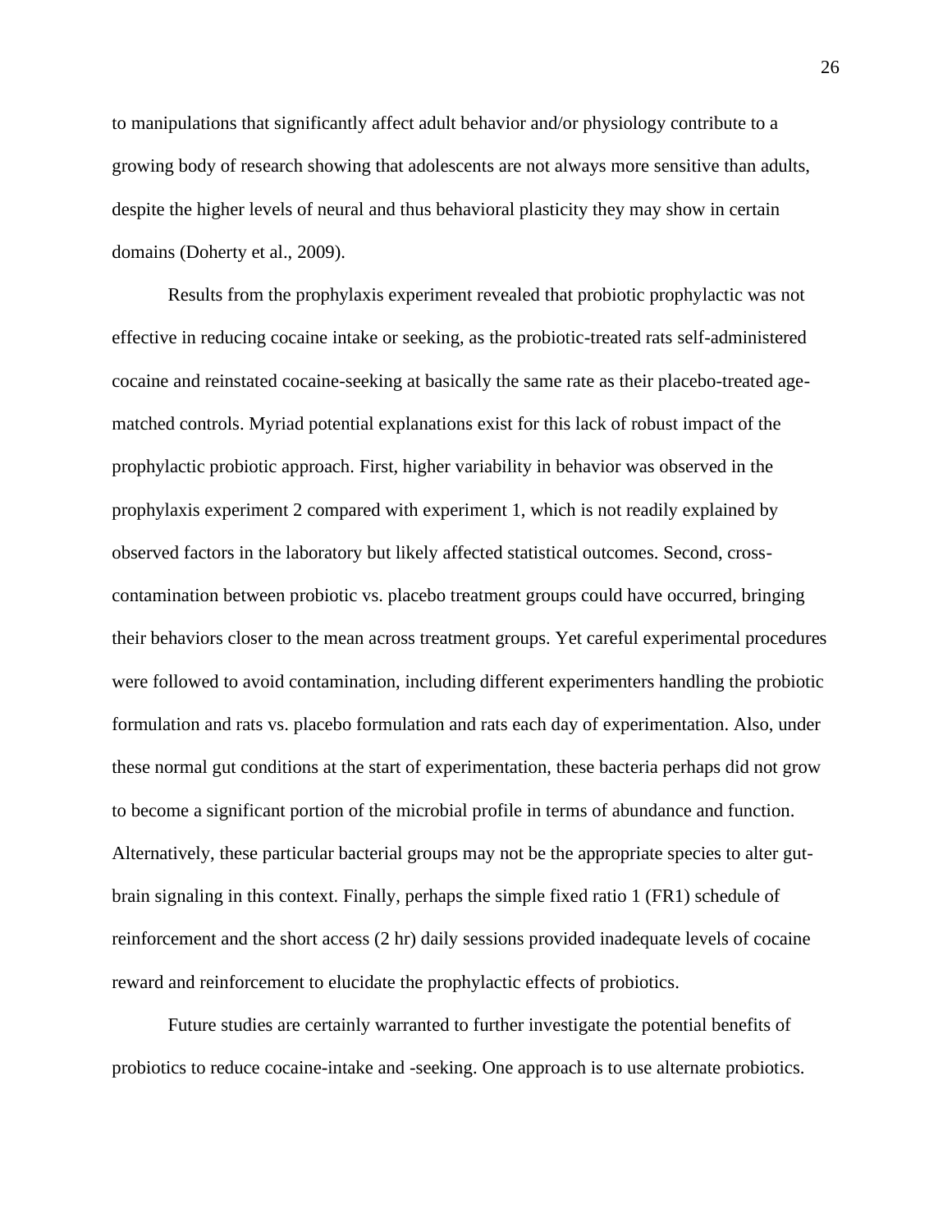to manipulations that significantly affect adult behavior and/or physiology contribute to a growing body of research showing that adolescents are not always more sensitive than adults, despite the higher levels of neural and thus behavioral plasticity they may show in certain domains (Doherty et al., 2009).

Results from the prophylaxis experiment revealed that probiotic prophylactic was not effective in reducing cocaine intake or seeking, as the probiotic-treated rats self-administered cocaine and reinstated cocaine-seeking at basically the same rate as their placebo-treated age-matched controls. Myriad potential explanations exist for this lack of robust impact of the prophylactic probiotic approach. First, higher variability in behavior was observed in the prophylaxis experiment 2 compared with experiment 1, which is not readily explained by observed factors in the laboratory but likely affected statistical outcomes. Second, cross-contamination between probiotic vs. placebo treatment groups could have occurred, bringing their behaviors closer to the mean across treatment groups. Yet careful experimental procedures were followed to avoid contamination, including different experimenters handling the probiotic formulation and rats vs. placebo formulation and rats each day of experimentation. Also, under these normal gut conditions at the start of experimentation, these bacteria perhaps did not grow to become a significant portion of the microbial profile in terms of abundance and function. Alternatively, these particular bacterial groups may not be the appropriate species to alter gut-brain signaling in this context. Finally, perhaps the simple fixed ratio 1 (FR1) schedule of reinforcement and the short access (2 hr) daily sessions provided inadequate levels of cocaine reward and reinforcement to elucidate the prophylactic effects of probiotics.

Future studies are certainly warranted to further investigate the potential benefits of probiotics to reduce cocaine-intake and -seeking. One approach is to use alternate probiotics.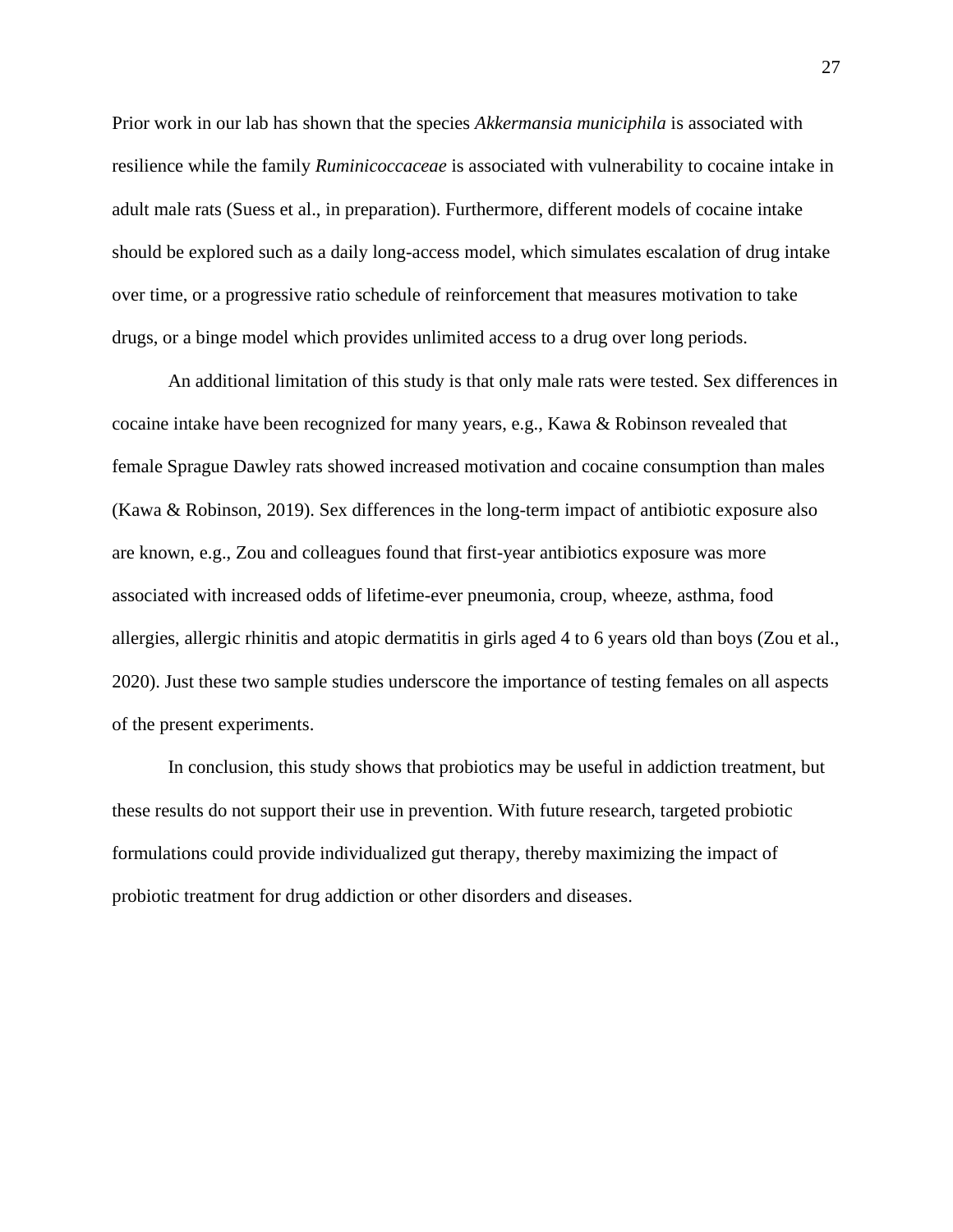Prior work in our lab has shown that the species *Akkermansia municiphila* is associated with resilience while the family *Ruminicoccaceae* is associated with vulnerability to cocaine intake in adult male rats (Suess et al., in preparation). Furthermore, different models of cocaine intake should be explored such as a daily long-access model, which simulates escalation of drug intake over time, or a progressive ratio schedule of reinforcement that measures motivation to take drugs, or a binge model which provides unlimited access to a drug over long periods.

An additional limitation of this study is that only male rats were tested. Sex differences in cocaine intake have been recognized for many years, e.g., Kawa & Robinson revealed that female Sprague Dawley rats showed increased motivation and cocaine consumption than males (Kawa & Robinson, 2019). Sex differences in the long-term impact of antibiotic exposure also are known, e.g., Zou and colleagues found that first-year antibiotics exposure was more associated with increased odds of lifetime-ever pneumonia, croup, wheeze, asthma, food allergies, allergic rhinitis and atopic dermatitis in girls aged 4 to 6 years old than boys (Zou et al., 2020). Just these two sample studies underscore the importance of testing females on all aspects of the present experiments.

In conclusion, this study shows that probiotics may be useful in addiction treatment, but these results do not support their use in prevention. With future research, targeted probiotic formulations could provide individualized gut therapy, thereby maximizing the impact of probiotic treatment for drug addiction or other disorders and diseases.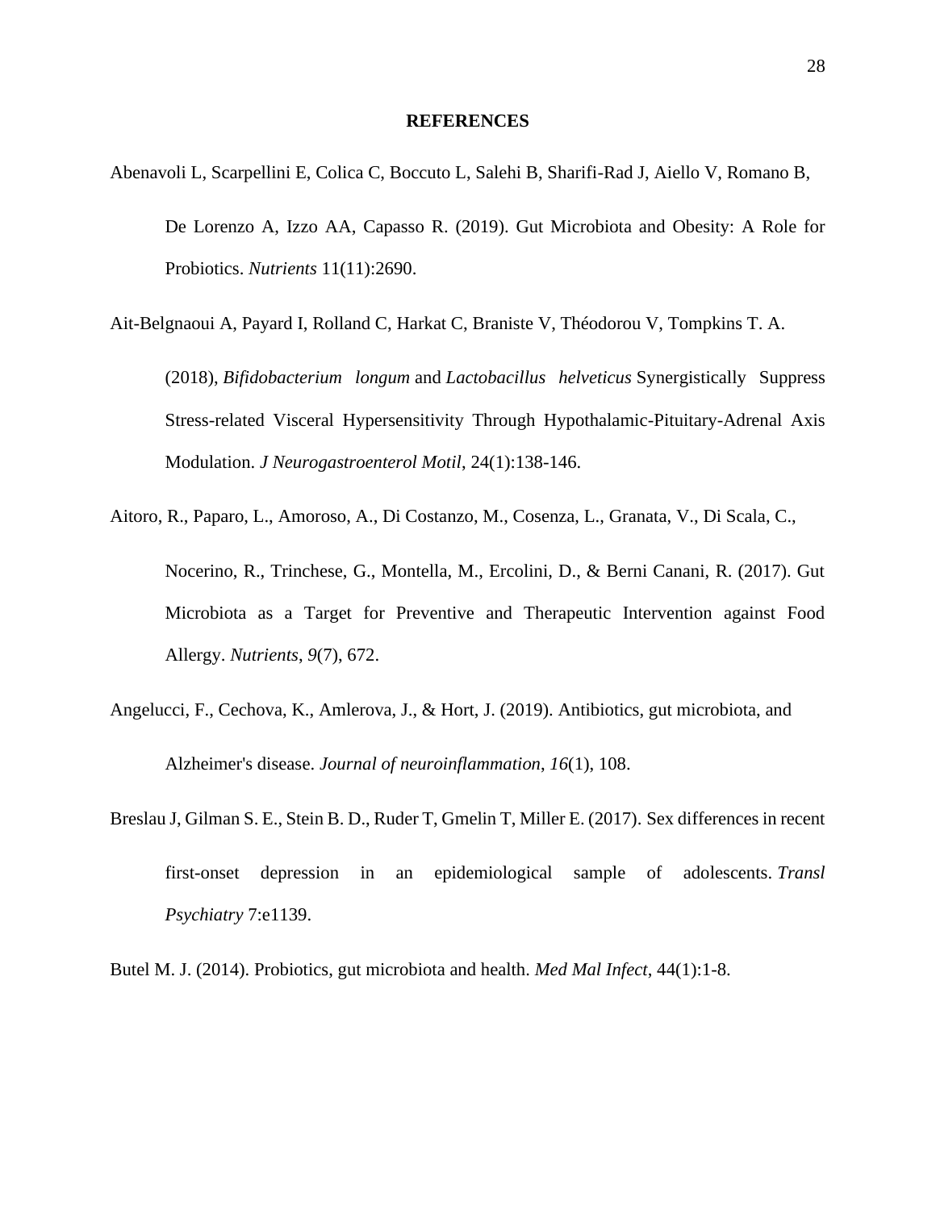## REFERENCES

Abenavoli L, Scarpellini E, Colica C, Boccuto L, Salehi B, Sharifi-Rad J, Aiello V, Romano B, De Lorenzo A, Izzo AA, Capasso R. (2019). Gut Microbiota and Obesity: A Role for Probiotics. *Nutrients* 11(11):2690.

Ait-Belgnaoui A, Payard I, Rolland C, Harkat C, Braniste V, Théodorou V, Tompkins T. A. (2018), *Bifidobacterium longum* and *Lactobacillus helveticus* Synergistically Suppress Stress-related Visceral Hypersensitivity Through Hypothalamic-Pituitary-Adrenal Axis Modulation. *J Neurogastroenterol Motil*, 24(1):138-146.

Aitoro, R., Paparo, L., Amoroso, A., Di Costanzo, M., Cosenza, L., Granata, V., Di Scala, C., Nocerino, R., Trinchese, G., Montella, M., Ercolini, D., & Berni Canani, R. (2017). Gut Microbiota as a Target for Preventive and Therapeutic Intervention against Food Allergy. *Nutrients*, *9*(7), 672.

Angelucci, F., Cechova, K., Amlerova, J., & Hort, J. (2019). Antibiotics, gut microbiota, and Alzheimer's disease. *Journal of neuroinflammation*, *16*(1), 108.

Breslau J, Gilman S. E., Stein B. D., Ruder T, Gmelin T, Miller E. (2017). Sex differences in recent first-onset depression in an epidemiological sample of adolescents. *Transl Psychiatry* 7:e1139.

Butel M. J. (2014). Probiotics, gut microbiota and health. *Med Mal Infect*, 44(1):1-8.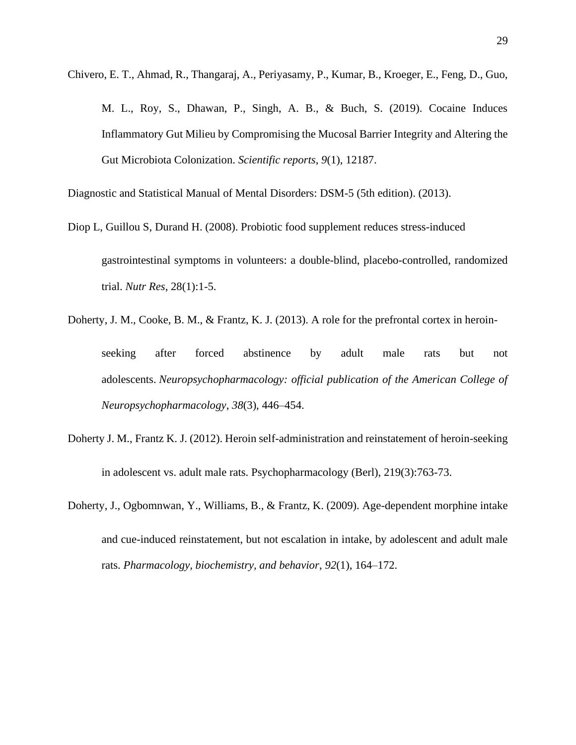Chivero, E. T., Ahmad, R., Thangaraj, A., Periyasamy, P., Kumar, B., Kroeger, E., Feng, D., Guo, M. L., Roy, S., Dhawan, P., Singh, A. B., & Buch, S. (2019). Cocaine Induces Inflammatory Gut Milieu by Compromising the Mucosal Barrier Integrity and Altering the Gut Microbiota Colonization. *Scientific reports*, *9*(1), 12187.

Diagnostic and Statistical Manual of Mental Disorders: DSM-5 (5th edition). (2013).

Diop L, Guillou S, Durand H. (2008). Probiotic food supplement reduces stress-induced gastrointestinal symptoms in volunteers: a double-blind, placebo-controlled, randomized trial. *Nutr Res*, 28(1):1-5.

Doherty, J. M., Cooke, B. M., & Frantz, K. J. (2013). A role for the prefrontal cortex in heroin-seeking after forced abstinence by adult male rats but not adolescents. *Neuropsychopharmacology: official publication of the American College of Neuropsychopharmacology*, *38*(3), 446–454.

Doherty J. M., Frantz K. J. (2012). Heroin self-administration and reinstatement of heroin-seeking in adolescent vs. adult male rats. Psychopharmacology (Berl), 219(3):763-73.

Doherty, J., Ogbomnwan, Y., Williams, B., & Frantz, K. (2009). Age-dependent morphine intake and cue-induced reinstatement, but not escalation in intake, by adolescent and adult male rats. *Pharmacology, biochemistry, and behavior*, *92*(1), 164–172.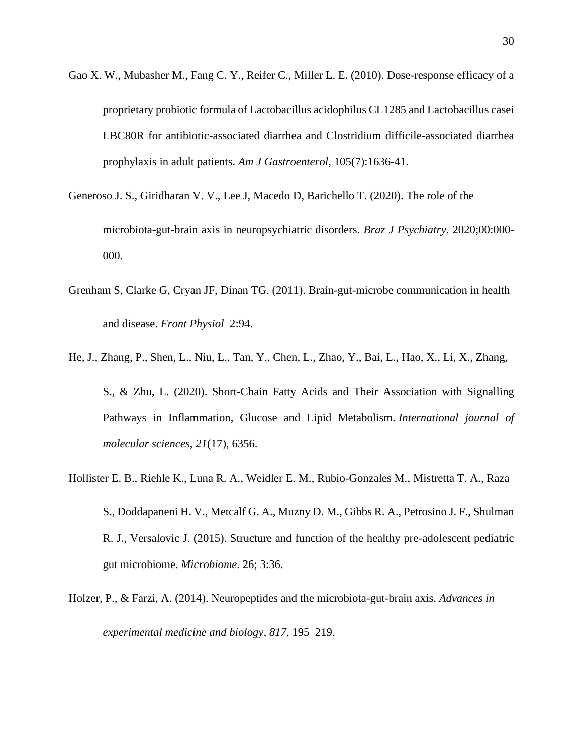Gao X. W., Mubasher M., Fang C. Y., Reifer C., Miller L. E. (2010). Dose-response efficacy of a proprietary probiotic formula of Lactobacillus acidophilus CL1285 and Lactobacillus casei LBC80R for antibiotic-associated diarrhea and Clostridium difficile-associated diarrhea prophylaxis in adult patients. *Am J Gastroenterol*, 105(7):1636-41.

Generoso J. S., Giridharan V. V., Lee J, Macedo D, Barichello T. (2020). The role of the microbiota-gut-brain axis in neuropsychiatric disorders. *Braz J Psychiatry*. 2020;00:000-000.

Grenham S, Clarke G, Cryan JF, Dinan TG. (2011). Brain-gut-microbe communication in health and disease. *Front Physiol* 2:94.

He, J., Zhang, P., Shen, L., Niu, L., Tan, Y., Chen, L., Zhao, Y., Bai, L., Hao, X., Li, X., Zhang, S., & Zhu, L. (2020). Short-Chain Fatty Acids and Their Association with Signalling Pathways in Inflammation, Glucose and Lipid Metabolism. *International journal of molecular sciences*, *21*(17), 6356.

Hollister E. B., Riehle K., Luna R. A., Weidler E. M., Rubio-Gonzales M., Mistretta T. A., Raza S., Doddapaneni H. V., Metcalf G. A., Muzny D. M., Gibbs R. A., Petrosino J. F., Shulman R. J., Versalovic J. (2015). Structure and function of the healthy pre-adolescent pediatric gut microbiome. *Microbiome*. 26; 3:36.

Holzer, P., & Farzi, A. (2014). Neuropeptides and the microbiota-gut-brain axis. *Advances in experimental medicine and biology*, *817*, 195–219.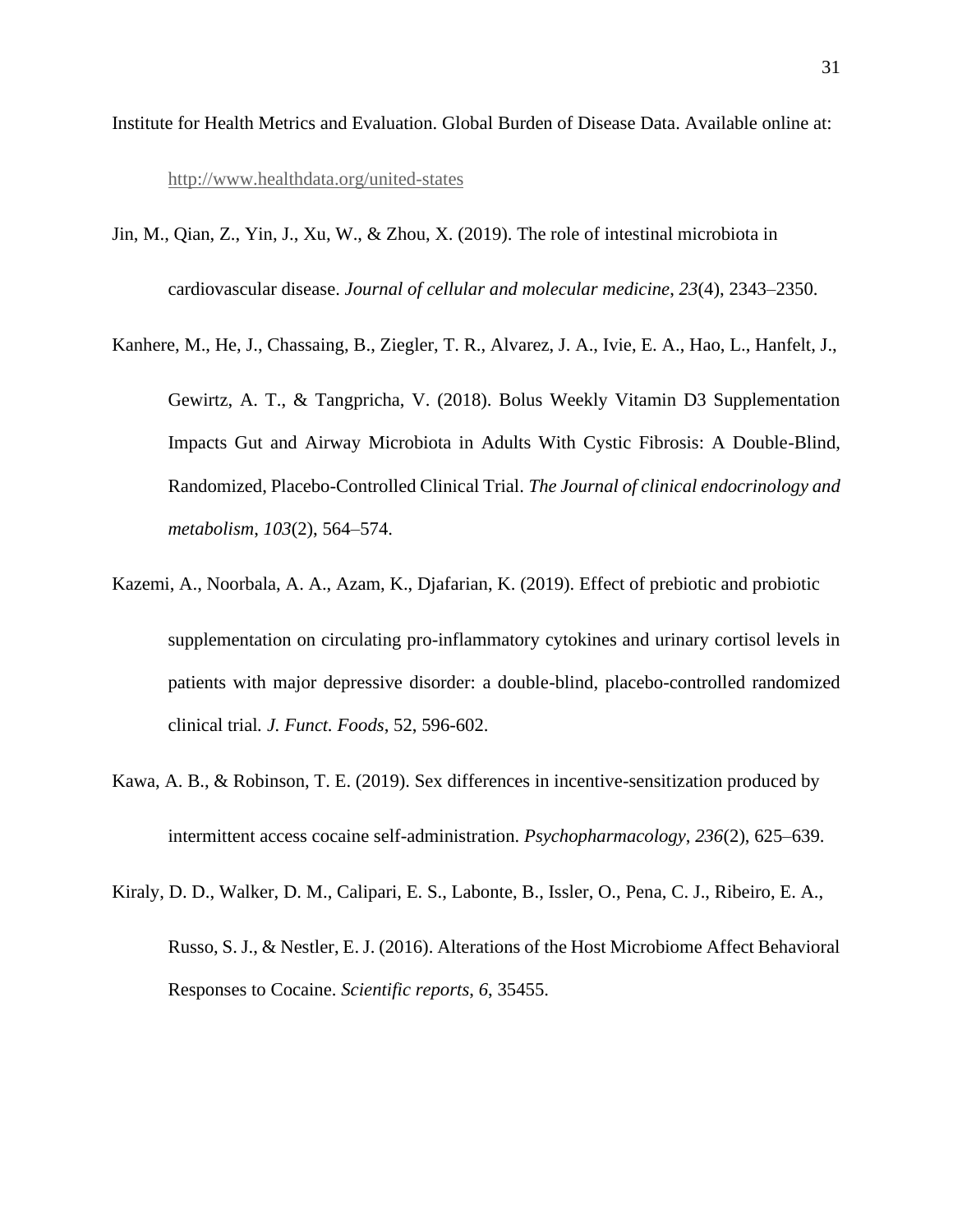Institute for Health Metrics and Evaluation. Global Burden of Disease Data. Available online at: http://www.healthdata.org/united-states

Jin, M., Qian, Z., Yin, J., Xu, W., & Zhou, X. (2019). The role of intestinal microbiota in cardiovascular disease. *Journal of cellular and molecular medicine*, *23*(4), 2343–2350.

Kanhere, M., He, J., Chassaing, B., Ziegler, T. R., Alvarez, J. A., Ivie, E. A., Hao, L., Hanfelt, J., Gewirtz, A. T., & Tangpricha, V. (2018). Bolus Weekly Vitamin D3 Supplementation Impacts Gut and Airway Microbiota in Adults With Cystic Fibrosis: A Double-Blind, Randomized, Placebo-Controlled Clinical Trial. *The Journal of clinical endocrinology and metabolism*, *103*(2), 564–574.

Kazemi, A., Noorbala, A. A., Azam, K., Djafarian, K. (2019). Effect of prebiotic and probiotic supplementation on circulating pro-inflammatory cytokines and urinary cortisol levels in patients with major depressive disorder: a double-blind, placebo-controlled randomized clinical trial. *J. Funct. Foods*, 52, 596-602.

Kawa, A. B., & Robinson, T. E. (2019). Sex differences in incentive-sensitization produced by intermittent access cocaine self-administration. *Psychopharmacology*, *236*(2), 625–639.

Kiraly, D. D., Walker, D. M., Calipari, E. S., Labonte, B., Issler, O., Pena, C. J., Ribeiro, E. A., Russo, S. J., & Nestler, E. J. (2016). Alterations of the Host Microbiome Affect Behavioral Responses to Cocaine. *Scientific reports*, *6*, 35455.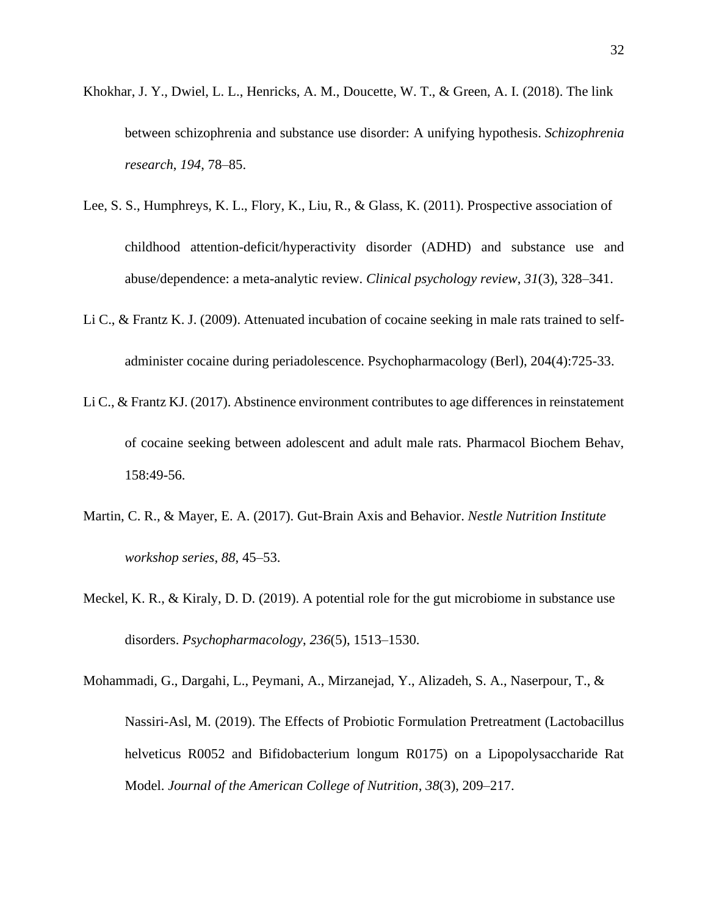Khokhar, J. Y., Dwiel, L. L., Henricks, A. M., Doucette, W. T., & Green, A. I. (2018). The link between schizophrenia and substance use disorder: A unifying hypothesis. *Schizophrenia research*, *194*, 78–85.

Lee, S. S., Humphreys, K. L., Flory, K., Liu, R., & Glass, K. (2011). Prospective association of childhood attention-deficit/hyperactivity disorder (ADHD) and substance use and abuse/dependence: a meta-analytic review. *Clinical psychology review*, *31*(3), 328–341.

Li C., & Frantz K. J. (2009). Attenuated incubation of cocaine seeking in male rats trained to self-administer cocaine during periadolescence. Psychopharmacology (Berl), 204(4):725-33.

Li C., & Frantz KJ. (2017). Abstinence environment contributes to age differences in reinstatement of cocaine seeking between adolescent and adult male rats. Pharmacol Biochem Behav, 158:49-56.

Martin, C. R., & Mayer, E. A. (2017). Gut-Brain Axis and Behavior. *Nestle Nutrition Institute workshop series*, *88*, 45–53.

Meckel, K. R., & Kiraly, D. D. (2019). A potential role for the gut microbiome in substance use disorders. *Psychopharmacology*, *236*(5), 1513–1530.

Mohammadi, G., Dargahi, L., Peymani, A., Mirzanejad, Y., Alizadeh, S. A., Naserpour, T., & Nassiri-Asl, M. (2019). The Effects of Probiotic Formulation Pretreatment (Lactobacillus helveticus R0052 and Bifidobacterium longum R0175) on a Lipopolysaccharide Rat Model. *Journal of the American College of Nutrition*, *38*(3), 209–217.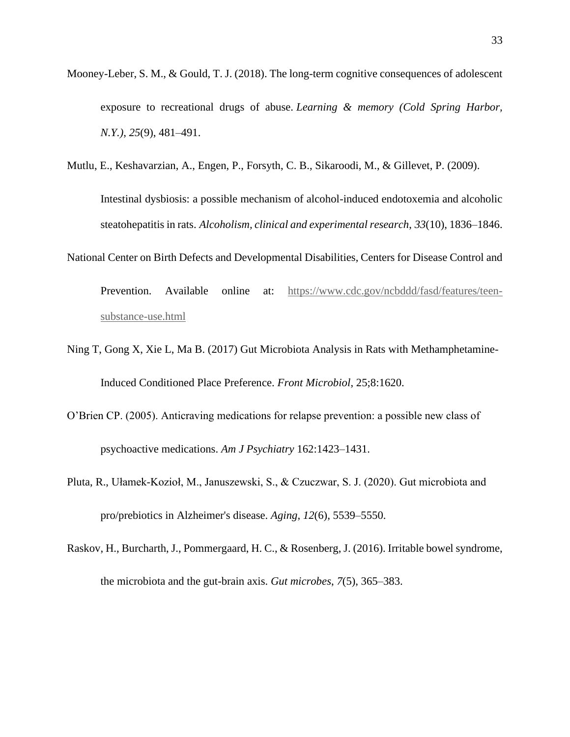Mooney-Leber, S. M., & Gould, T. J. (2018). The long-term cognitive consequences of adolescent exposure to recreational drugs of abuse. *Learning & memory (Cold Spring Harbor, N.Y.)*, *25*(9), 481–491.

Mutlu, E., Keshavarzian, A., Engen, P., Forsyth, C. B., Sikaroodi, M., & Gillevet, P. (2009). Intestinal dysbiosis: a possible mechanism of alcohol-induced endotoxemia and alcoholic steatohepatitis in rats. *Alcoholism, clinical and experimental research*, *33*(10), 1836–1846.

National Center on Birth Defects and Developmental Disabilities, Centers for Disease Control and Prevention. Available online at: https://www.cdc.gov/ncbddd/fasd/features/teen-substance-use.html

Ning T, Gong X, Xie L, Ma B. (2017) Gut Microbiota Analysis in Rats with Methamphetamine-Induced Conditioned Place Preference. *Front Microbiol*, 25;8:1620.

O'Brien CP. (2005). Anticraving medications for relapse prevention: a possible new class of psychoactive medications. *Am J Psychiatry* 162:1423–1431.

Pluta, R., Ułamek-Kozioł, M., Januszewski, S., & Czuczwar, S. J. (2020). Gut microbiota and pro/prebiotics in Alzheimer's disease. *Aging*, *12*(6), 5539–5550.

Raskov, H., Burcharth, J., Pommergaard, H. C., & Rosenberg, J. (2016). Irritable bowel syndrome, the microbiota and the gut-brain axis. *Gut microbes*, *7*(5), 365–383.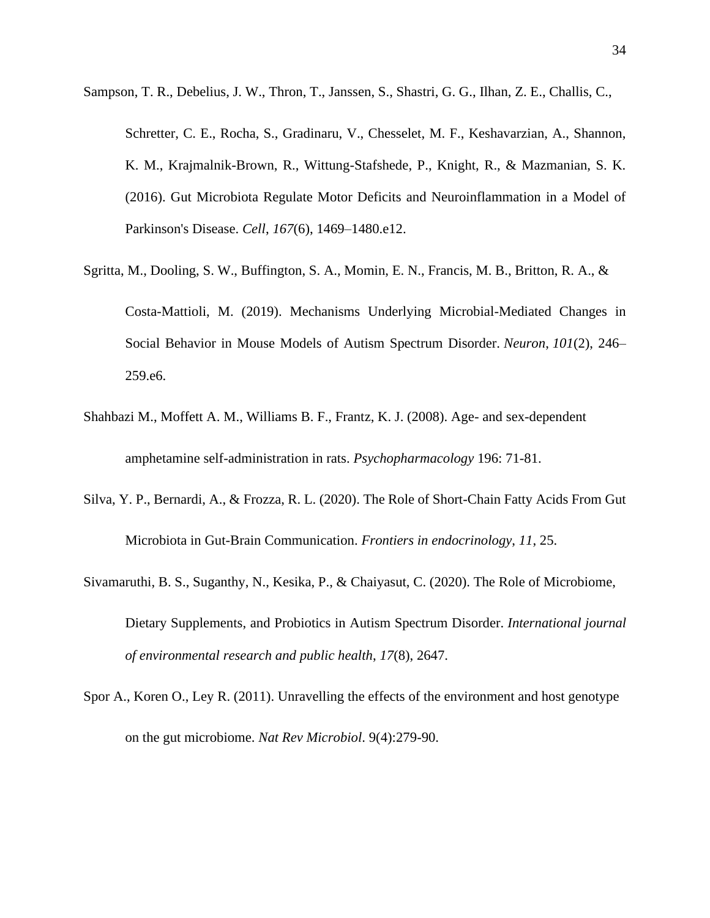Sampson, T. R., Debelius, J. W., Thron, T., Janssen, S., Shastri, G. G., Ilhan, Z. E., Challis, C., Schretter, C. E., Rocha, S., Gradinaru, V., Chesselet, M. F., Keshavarzian, A., Shannon, K. M., Krajmalnik-Brown, R., Wittung-Stafshede, P., Knight, R., & Mazmanian, S. K. (2016). Gut Microbiota Regulate Motor Deficits and Neuroinflammation in a Model of Parkinson's Disease. *Cell*, *167*(6), 1469–1480.e12.

Sgritta, M., Dooling, S. W., Buffington, S. A., Momin, E. N., Francis, M. B., Britton, R. A., & Costa-Mattioli, M. (2019). Mechanisms Underlying Microbial-Mediated Changes in Social Behavior in Mouse Models of Autism Spectrum Disorder. *Neuron*, *101*(2), 246–259.e6.

Shahbazi M., Moffett A. M., Williams B. F., Frantz, K. J. (2008). Age- and sex-dependent amphetamine self-administration in rats. *Psychopharmacology* 196: 71-81.

Silva, Y. P., Bernardi, A., & Frozza, R. L. (2020). The Role of Short-Chain Fatty Acids From Gut Microbiota in Gut-Brain Communication. *Frontiers in endocrinology*, *11*, 25.

Sivamaruthi, B. S., Suganthy, N., Kesika, P., & Chaiyasut, C. (2020). The Role of Microbiome, Dietary Supplements, and Probiotics in Autism Spectrum Disorder. *International journal of environmental research and public health*, *17*(8), 2647.

Spor A., Koren O., Ley R. (2011). Unravelling the effects of the environment and host genotype on the gut microbiome. *Nat Rev Microbiol*. 9(4):279-90.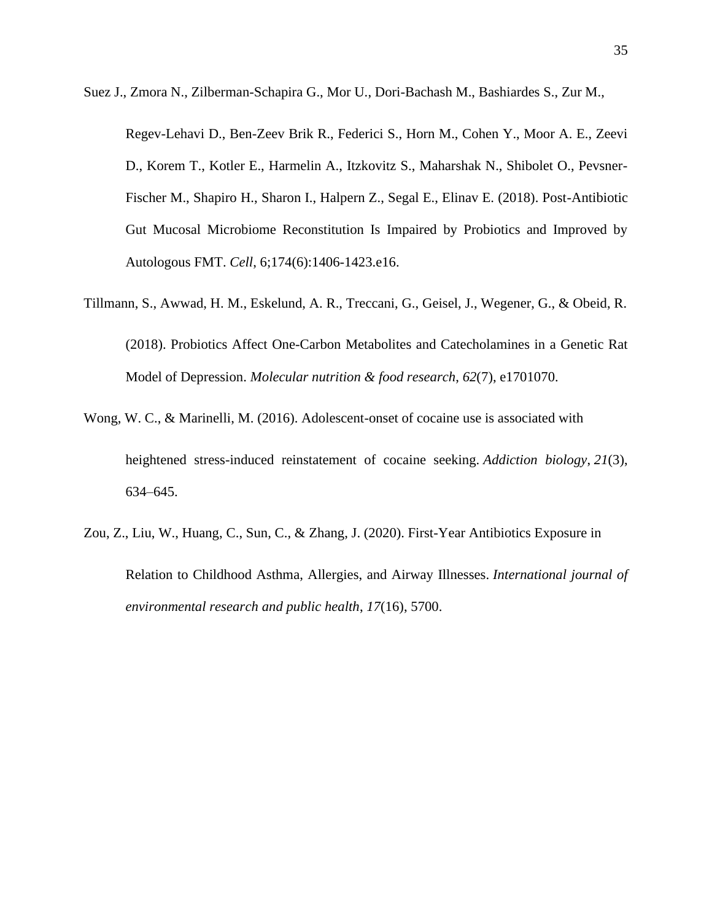Suez J., Zmora N., Zilberman-Schapira G., Mor U., Dori-Bachash M., Bashiardes S., Zur M., Regev-Lehavi D., Ben-Zeev Brik R., Federici S., Horn M., Cohen Y., Moor A. E., Zeevi D., Korem T., Kotler E., Harmelin A., Itzkovitz S., Maharshak N., Shibolet O., Pevsner-Fischer M., Shapiro H., Sharon I., Halpern Z., Segal E., Elinav E. (2018). Post-Antibiotic Gut Mucosal Microbiome Reconstitution Is Impaired by Probiotics and Improved by Autologous FMT. *Cell*, 6;174(6):1406-1423.e16.

Tillmann, S., Awwad, H. M., Eskelund, A. R., Treccani, G., Geisel, J., Wegener, G., & Obeid, R. (2018). Probiotics Affect One-Carbon Metabolites and Catecholamines in a Genetic Rat Model of Depression. *Molecular nutrition & food research*, *62*(7), e1701070.

Wong, W. C., & Marinelli, M. (2016). Adolescent-onset of cocaine use is associated with heightened stress-induced reinstatement of cocaine seeking. *Addiction biology*, *21*(3), 634–645.

Zou, Z., Liu, W., Huang, C., Sun, C., & Zhang, J. (2020). First-Year Antibiotics Exposure in Relation to Childhood Asthma, Allergies, and Airway Illnesses. *International journal of environmental research and public health*, *17*(16), 5700.